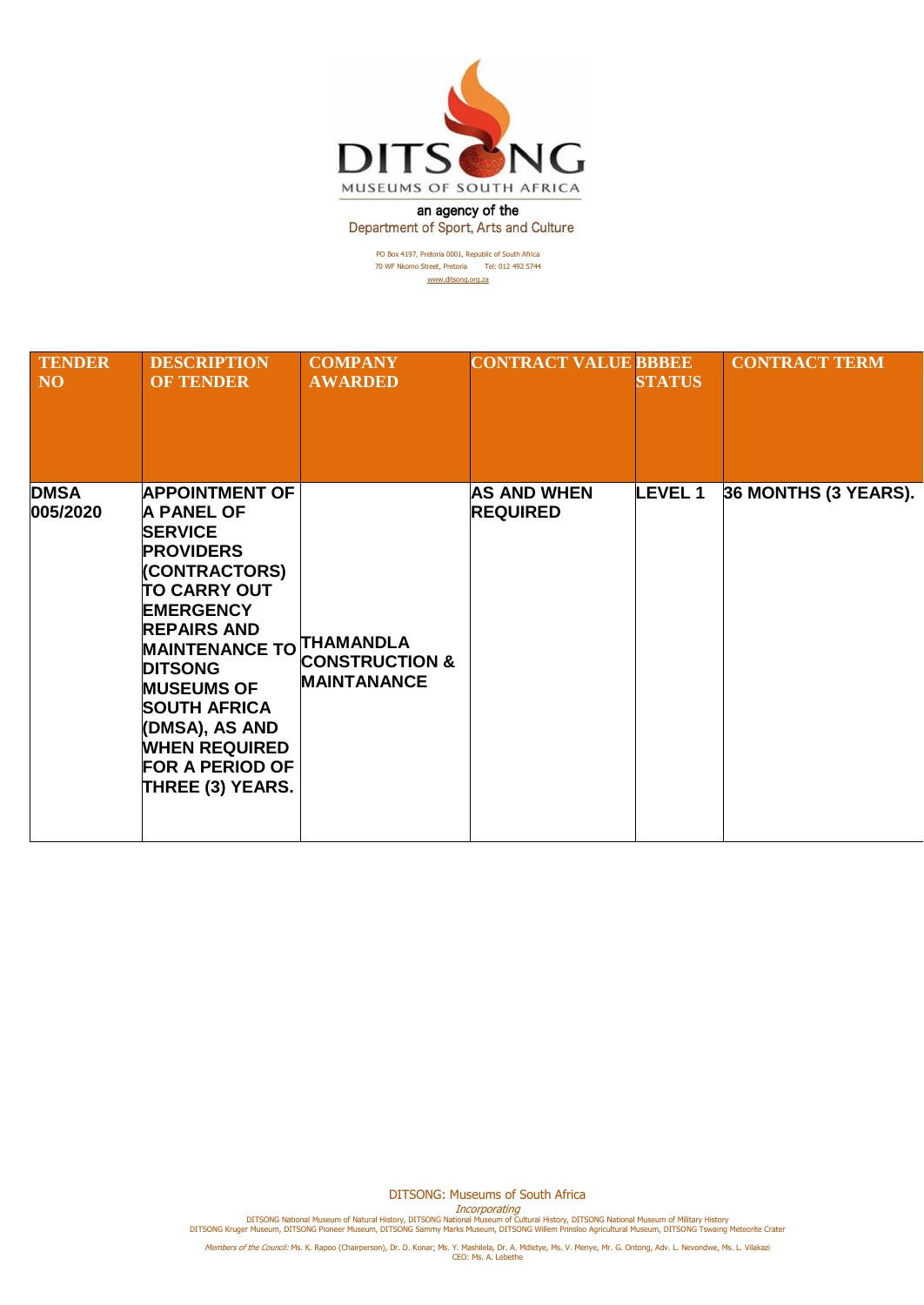DITSONG

MUSEUMS OF SOUTH AFRICA

an agency of the
Department of Sport, Arts and Culture

PO Box 4197, Pretoria 0001, Republic of South Africa
70 WF Nkomo Street, Pretoria Tel: 012 492 5744
www.ditsong.org.za

| TENDER NO | DESCRIPTION OF TENDER | COMPANY AWARDED | CONTRACT VALUE | BBBEE STATUS | CONTRACT TERM |
|---|---|---|---|---|---|
| DMSA 005/2020 | APPOINTMENT OF A PANEL OF SERVICE PROVIDERS (CONTRACTORS) TO CARRY OUT EMERGENCY REPAIRS AND MAINTENANCE TO DITSONG MUSEUMS OF SOUTH AFRICA (DMSA), AS AND WHEN REQUIRED FOR A PERIOD OF THREE (3) YEARS. | THAMANDLA CONSTRUCTION & MAINTANANCE | AS AND WHEN REQUIRED | LEVEL 1 | 36 MONTHS (3 YEARS). |

DITSONG: Museums of South Africa

*Incorporating*

DITSONG National Museum of Natural History, DITSONG National Museum of Cultural History, DITSONG National Museum of Military History
DITSONG Kruger Museum, DITSONG Pioneer Museum, DITSONG Sammy Marks Museum, DITSONG Willem Prinsloo Agricultural Museum, DITSONG Tswaing Meteorite Crater

*Members of the Council:* Ms. K. Rapoo (Chairperson), Dr. D. Konar; Ms. Y. Mashilela, Dr. A. Mdletye, Ms. V. Menye, Mr. G. Ontong, Adv. L. Nevondwe, Ms. L. Vilakazi
CEO: Ms. A. Lebethe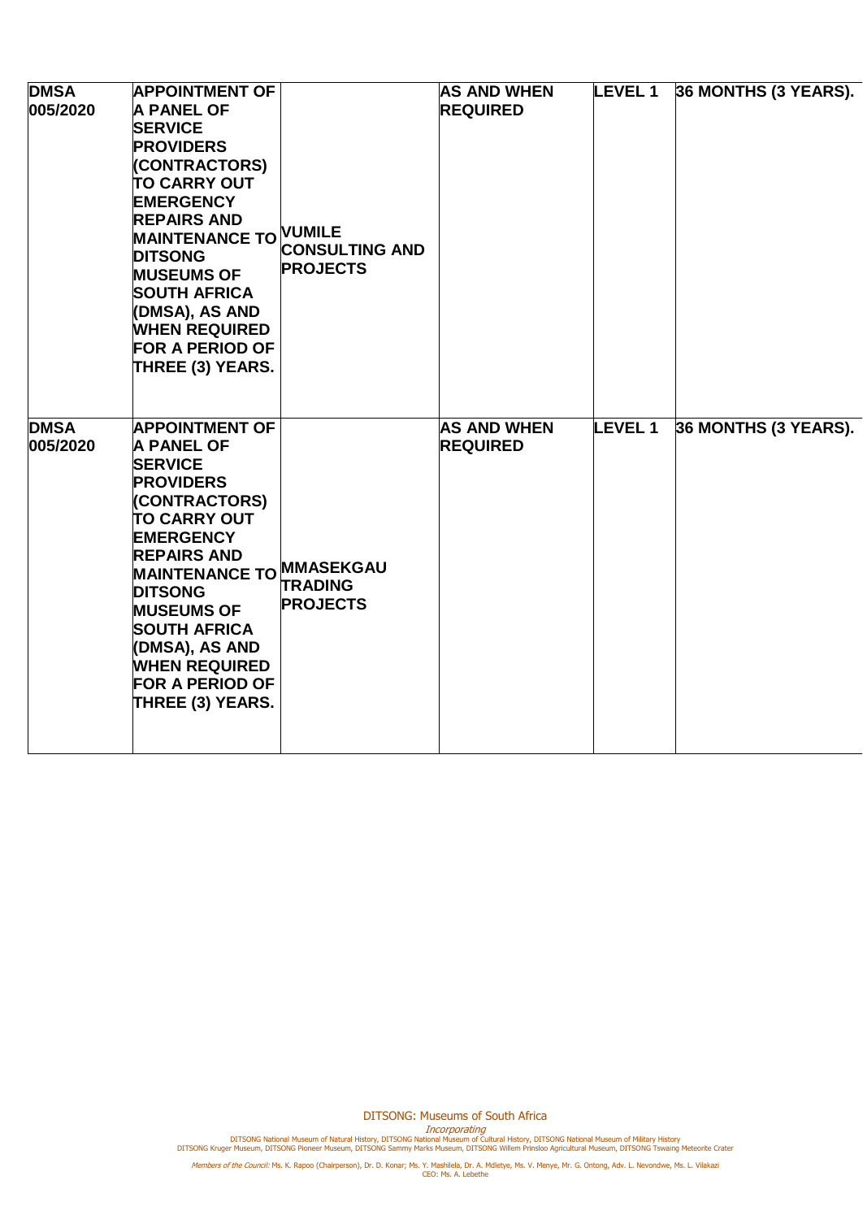| | | | | | |
|---|---|---|---|---|---|
| **DMSA 005/2020** | **APPOINTMENT OF A PANEL OF SERVICE PROVIDERS (CONTRACTORS) TO CARRY OUT EMERGENCY REPAIRS AND MAINTENANCE TO DITSONG MUSEUMS OF SOUTH AFRICA (DMSA), AS AND WHEN REQUIRED FOR A PERIOD OF THREE (3) YEARS.** | **VUMILE CONSULTING AND PROJECTS** | **AS AND WHEN REQUIRED** | **LEVEL 1** | **36 MONTHS (3 YEARS).** |
| **DMSA 005/2020** | **APPOINTMENT OF A PANEL OF SERVICE PROVIDERS (CONTRACTORS) TO CARRY OUT EMERGENCY REPAIRS AND MAINTENANCE TO DITSONG MUSEUMS OF SOUTH AFRICA (DMSA), AS AND WHEN REQUIRED FOR A PERIOD OF THREE (3) YEARS.** | **MMASEKGAU TRADING PROJECTS** | **AS AND WHEN REQUIRED** | **LEVEL 1** | **36 MONTHS (3 YEARS).** |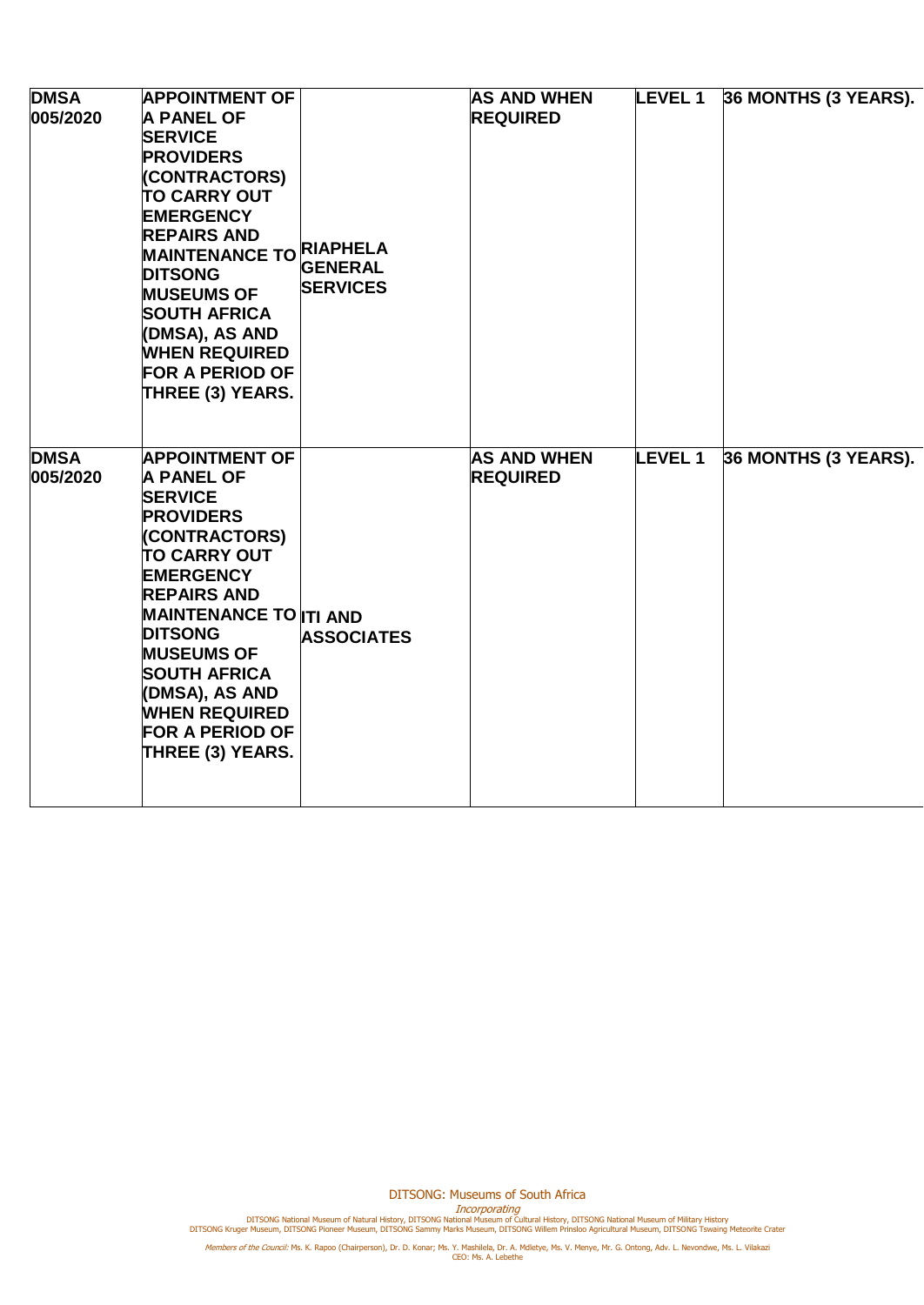| | | | | | |
|---|---|---|---|---|---|
| **DMSA 005/2020** | **APPOINTMENT OF A PANEL OF SERVICE PROVIDERS (CONTRACTORS) TO CARRY OUT EMERGENCY REPAIRS AND MAINTENANCE TO DITSONG MUSEUMS OF SOUTH AFRICA (DMSA), AS AND WHEN REQUIRED FOR A PERIOD OF THREE (3) YEARS.** | **RIAPHELA GENERAL SERVICES** | **AS AND WHEN REQUIRED** | **LEVEL 1** | **36 MONTHS (3 YEARS).** |
| **DMSA 005/2020** | **APPOINTMENT OF A PANEL OF SERVICE PROVIDERS (CONTRACTORS) TO CARRY OUT EMERGENCY REPAIRS AND MAINTENANCE TO DITSONG MUSEUMS OF SOUTH AFRICA (DMSA), AS AND WHEN REQUIRED FOR A PERIOD OF THREE (3) YEARS.** | **ITI AND ASSOCIATES** | **AS AND WHEN REQUIRED** | **LEVEL 1** | **36 MONTHS (3 YEARS).** |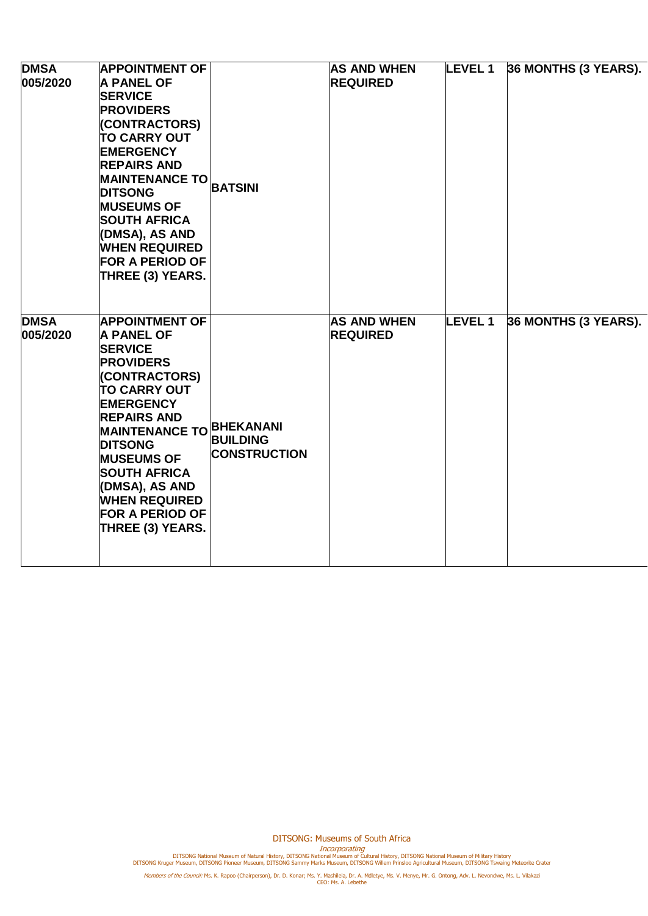| | | | | | |
|---|---|---|---|---|---|
| **DMSA 005/2020** | **APPOINTMENT OF A PANEL OF SERVICE PROVIDERS (CONTRACTORS) TO CARRY OUT EMERGENCY REPAIRS AND MAINTENANCE TO DITSONG MUSEUMS OF SOUTH AFRICA (DMSA), AS AND WHEN REQUIRED FOR A PERIOD OF THREE (3) YEARS.** | **BATSINI** | **AS AND WHEN REQUIRED** | **LEVEL 1** | **36 MONTHS (3 YEARS).** |
| **DMSA 005/2020** | **APPOINTMENT OF A PANEL OF SERVICE PROVIDERS (CONTRACTORS) TO CARRY OUT EMERGENCY REPAIRS AND MAINTENANCE TO DITSONG MUSEUMS OF SOUTH AFRICA (DMSA), AS AND WHEN REQUIRED FOR A PERIOD OF THREE (3) YEARS.** | **BHEKANANI BUILDING CONSTRUCTION** | **AS AND WHEN REQUIRED** | **LEVEL 1** | **36 MONTHS (3 YEARS).** |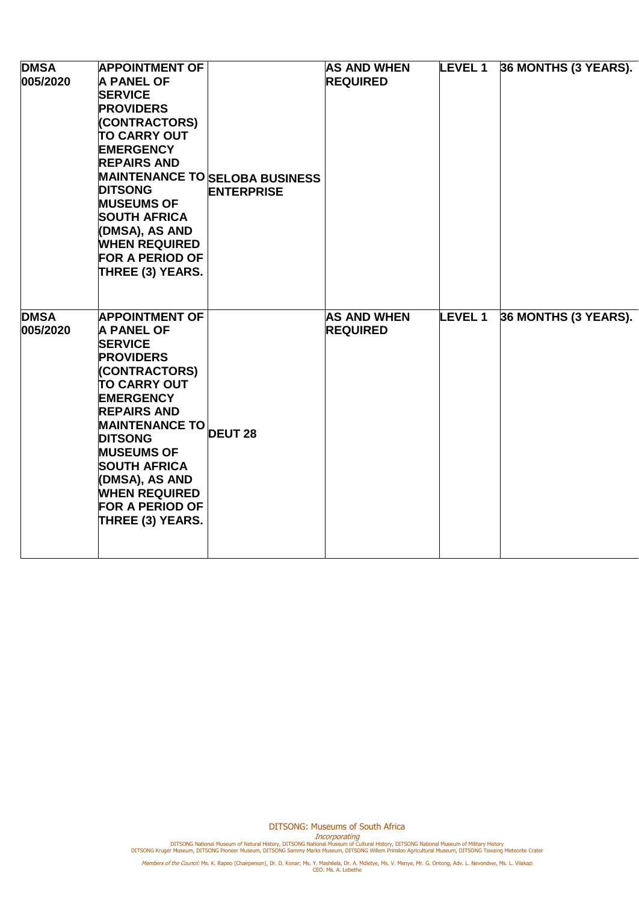| | | | | | |
|---|---|---|---|---|---|
| **DMSA 005/2020** | **APPOINTMENT OF A PANEL OF SERVICE PROVIDERS (CONTRACTORS) TO CARRY OUT EMERGENCY REPAIRS AND MAINTENANCE TO DITSONG MUSEUMS OF SOUTH AFRICA (DMSA), AS AND WHEN REQUIRED FOR A PERIOD OF THREE (3) YEARS.** | **SELOBA BUSINESS ENTERPRISE** | **AS AND WHEN REQUIRED** | **LEVEL 1** | **36 MONTHS (3 YEARS).** |
| **DMSA 005/2020** | **APPOINTMENT OF A PANEL OF SERVICE PROVIDERS (CONTRACTORS) TO CARRY OUT EMERGENCY REPAIRS AND MAINTENANCE TO DITSONG MUSEUMS OF SOUTH AFRICA (DMSA), AS AND WHEN REQUIRED FOR A PERIOD OF THREE (3) YEARS.** | **DEUT 28** | **AS AND WHEN REQUIRED** | **LEVEL 1** | **36 MONTHS (3 YEARS).** |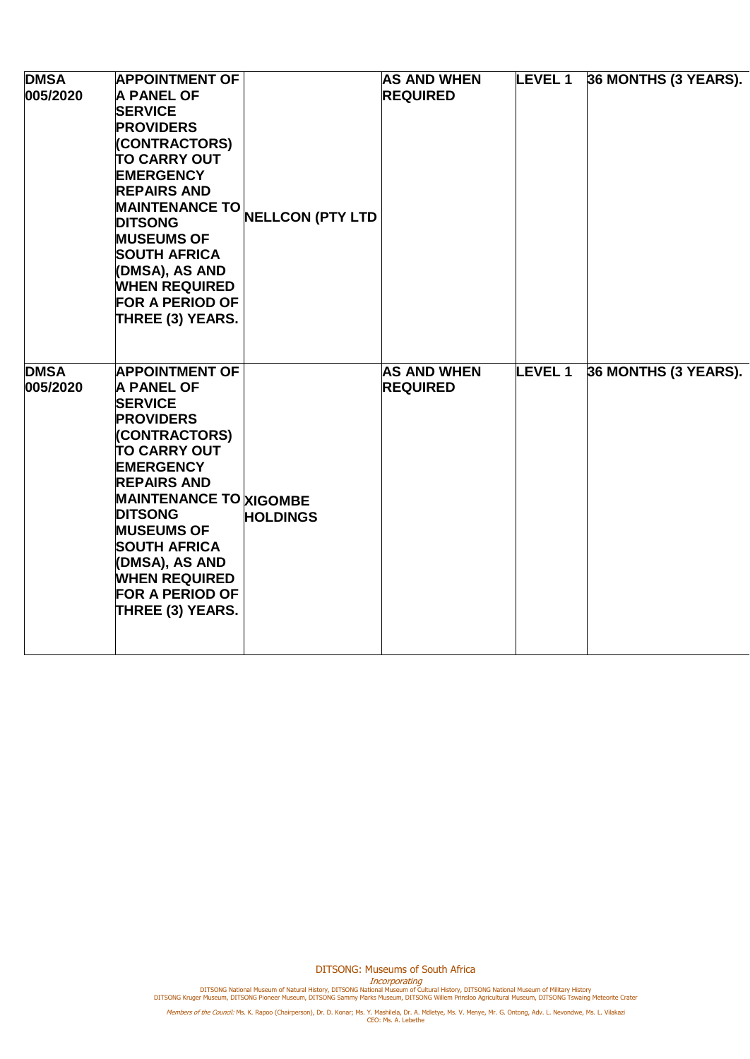| | | | | | |
|---|---|---|---|---|---|
| **DMSA 005/2020** | **APPOINTMENT OF A PANEL OF SERVICE PROVIDERS (CONTRACTORS) TO CARRY OUT EMERGENCY REPAIRS AND MAINTENANCE TO DITSONG MUSEUMS OF SOUTH AFRICA (DMSA), AS AND WHEN REQUIRED FOR A PERIOD OF THREE (3) YEARS.** | **NELLCON (PTY LTD** | **AS AND WHEN REQUIRED** | **LEVEL 1** | **36 MONTHS (3 YEARS).** |
| **DMSA 005/2020** | **APPOINTMENT OF A PANEL OF SERVICE PROVIDERS (CONTRACTORS) TO CARRY OUT EMERGENCY REPAIRS AND MAINTENANCE TO DITSONG MUSEUMS OF SOUTH AFRICA (DMSA), AS AND WHEN REQUIRED FOR A PERIOD OF THREE (3) YEARS.** | **XIGOMBE HOLDINGS** | **AS AND WHEN REQUIRED** | **LEVEL 1** | **36 MONTHS (3 YEARS).** |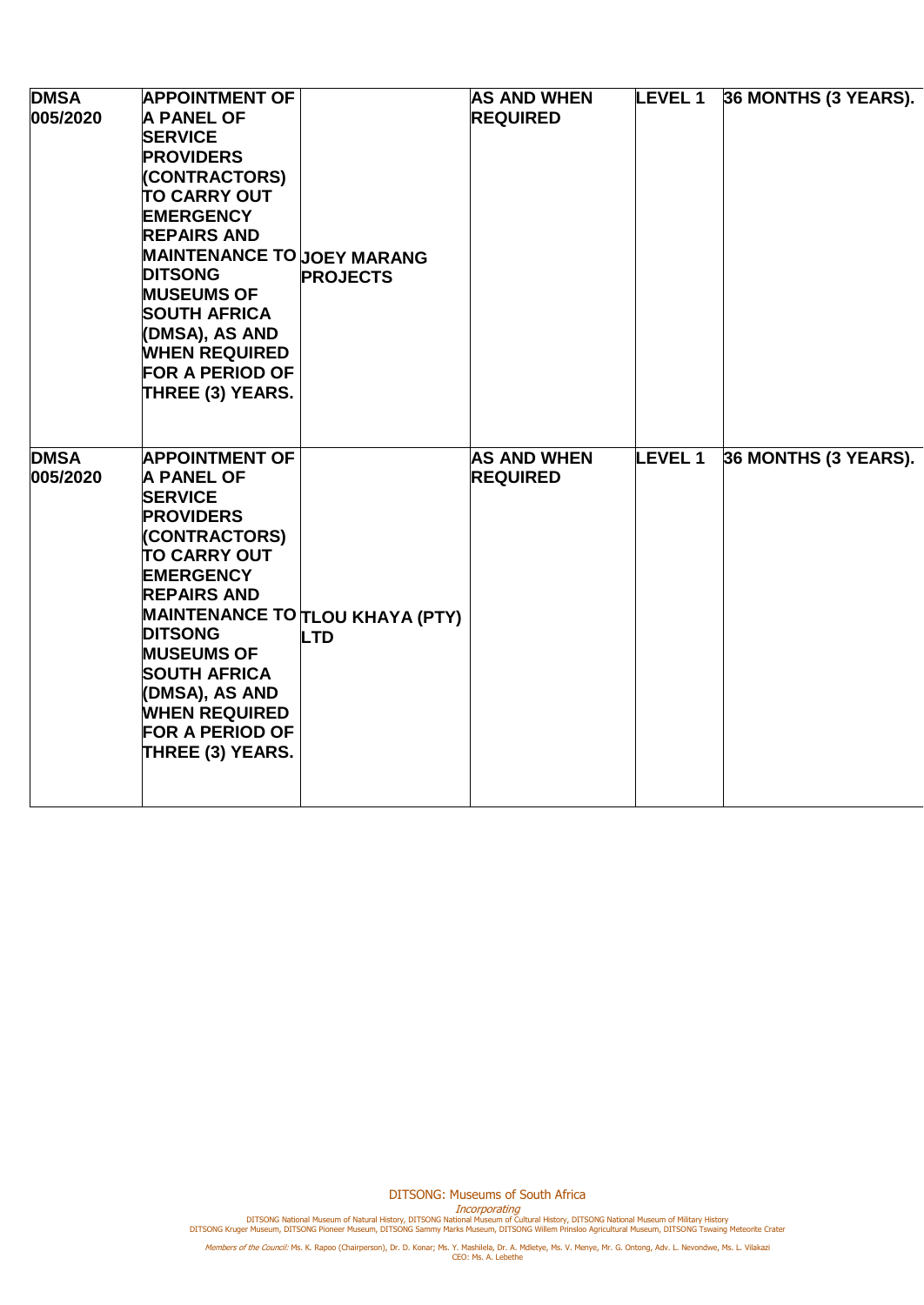| | | | | | |
|---|---|---|---|---|---|
| **DMSA 005/2020** | **APPOINTMENT OF A PANEL OF SERVICE PROVIDERS (CONTRACTORS) TO CARRY OUT EMERGENCY REPAIRS AND MAINTENANCE TO DITSONG MUSEUMS OF SOUTH AFRICA (DMSA), AS AND WHEN REQUIRED FOR A PERIOD OF THREE (3) YEARS.** | **JOEY MARANG PROJECTS** | **AS AND WHEN REQUIRED** | **LEVEL 1** | **36 MONTHS (3 YEARS).** |
| **DMSA 005/2020** | **APPOINTMENT OF A PANEL OF SERVICE PROVIDERS (CONTRACTORS) TO CARRY OUT EMERGENCY REPAIRS AND MAINTENANCE TO DITSONG MUSEUMS OF SOUTH AFRICA (DMSA), AS AND WHEN REQUIRED FOR A PERIOD OF THREE (3) YEARS.** | **TLOU KHAYA (PTY) LTD** | **AS AND WHEN REQUIRED** | **LEVEL 1** | **36 MONTHS (3 YEARS).** |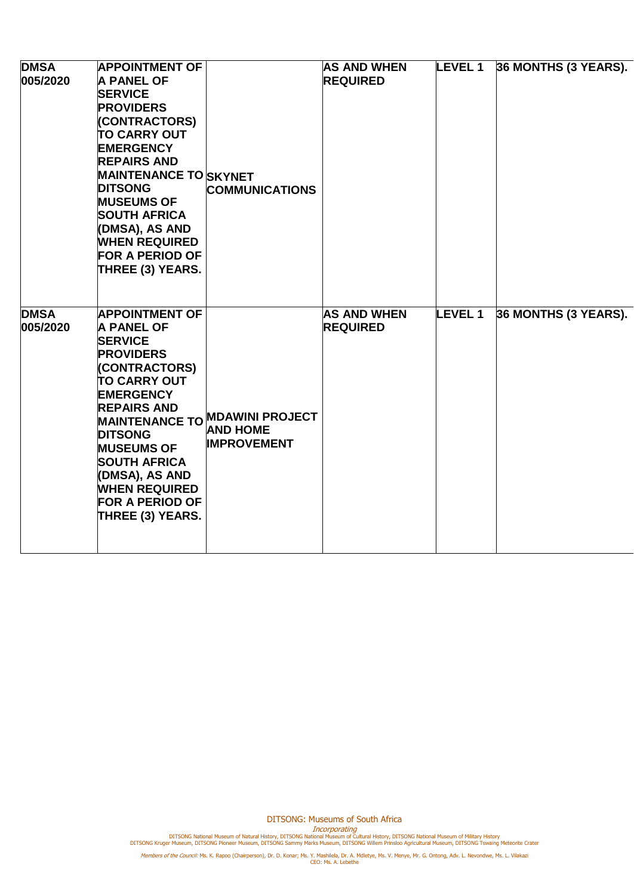| | | | | | |
|---|---|---|---|---|---|
| **DMSA 005/2020** | **APPOINTMENT OF A PANEL OF SERVICE PROVIDERS (CONTRACTORS) TO CARRY OUT EMERGENCY REPAIRS AND MAINTENANCE TO DITSONG MUSEUMS OF SOUTH AFRICA (DMSA), AS AND WHEN REQUIRED FOR A PERIOD OF THREE (3) YEARS.** | **SKYNET COMMUNICATIONS** | **AS AND WHEN REQUIRED** | **LEVEL 1** | **36 MONTHS (3 YEARS).** |
| **DMSA 005/2020** | **APPOINTMENT OF A PANEL OF SERVICE PROVIDERS (CONTRACTORS) TO CARRY OUT EMERGENCY REPAIRS AND MAINTENANCE TO DITSONG MUSEUMS OF SOUTH AFRICA (DMSA), AS AND WHEN REQUIRED FOR A PERIOD OF THREE (3) YEARS.** | **MDAWINI PROJECT AND HOME IMPROVEMENT** | **AS AND WHEN REQUIRED** | **LEVEL 1** | **36 MONTHS (3 YEARS).** |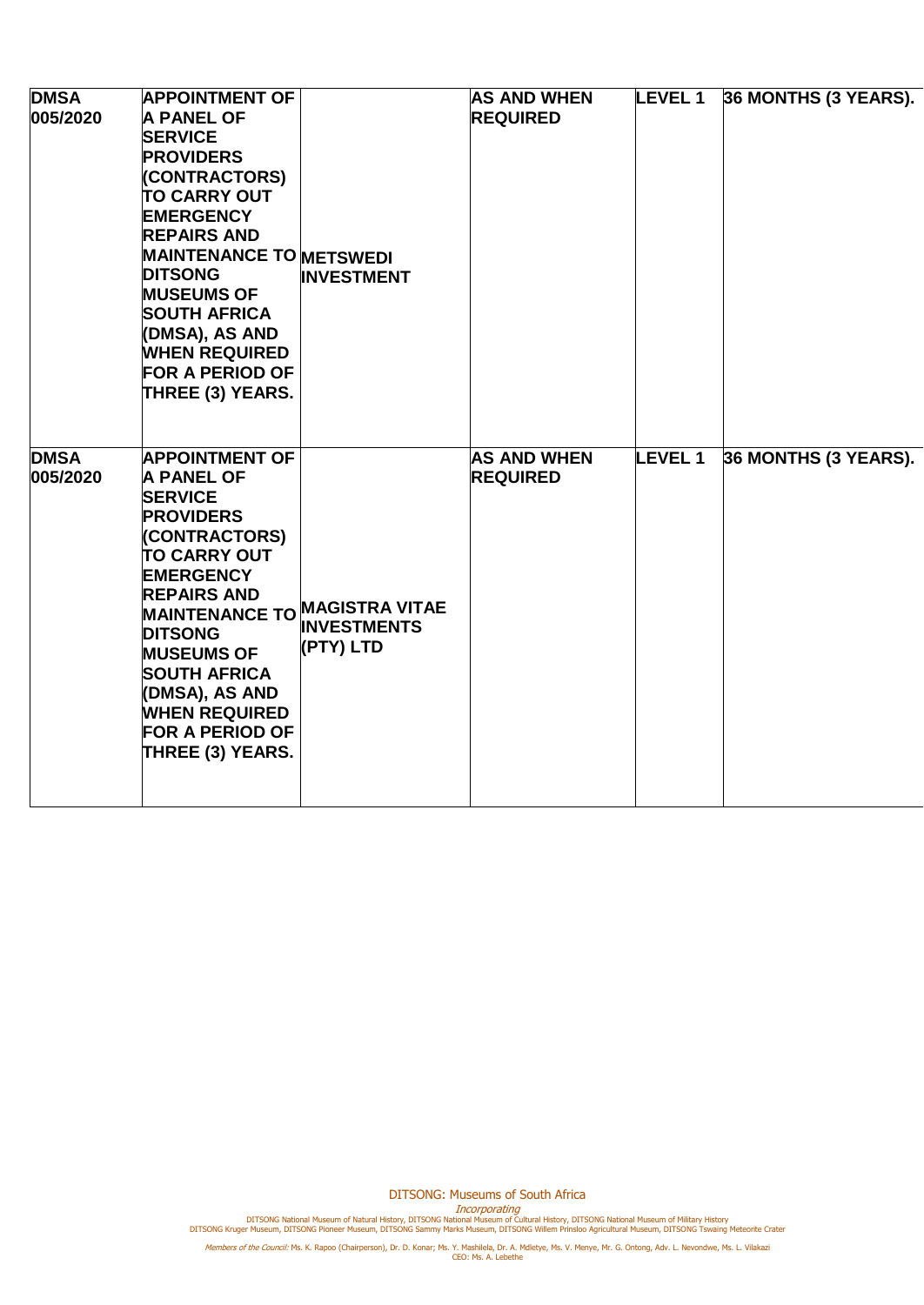| **DMSA 005/2020** | **APPOINTMENT OF A PANEL OF SERVICE PROVIDERS (CONTRACTORS) TO CARRY OUT EMERGENCY REPAIRS AND MAINTENANCE TO DITSONG MUSEUMS OF SOUTH AFRICA (DMSA), AS AND WHEN REQUIRED FOR A PERIOD OF THREE (3) YEARS.** | **METSWEDI INVESTMENT** | **AS AND WHEN REQUIRED** | **LEVEL 1** | **36 MONTHS (3 YEARS).** |
|---|---|---|---|---|---|
| **DMSA 005/2020** | **APPOINTMENT OF A PANEL OF SERVICE PROVIDERS (CONTRACTORS) TO CARRY OUT EMERGENCY REPAIRS AND MAINTENANCE TO DITSONG MUSEUMS OF SOUTH AFRICA (DMSA), AS AND WHEN REQUIRED FOR A PERIOD OF THREE (3) YEARS.** | **MAGISTRA VITAE INVESTMENTS (PTY) LTD** | **AS AND WHEN REQUIRED** | **LEVEL 1** | **36 MONTHS (3 YEARS).** |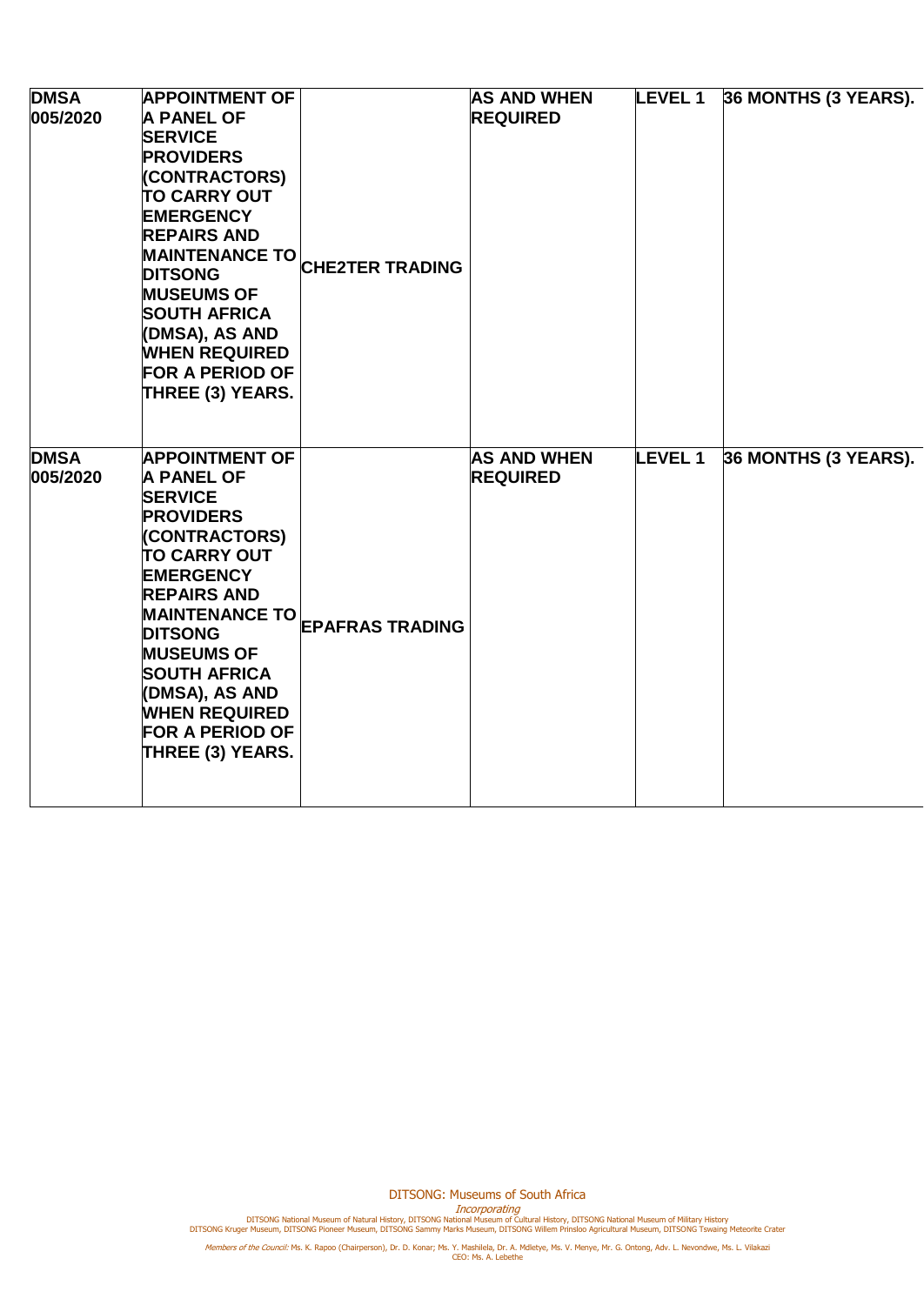| **DMSA 005/2020** | **APPOINTMENT OF A PANEL OF SERVICE PROVIDERS (CONTRACTORS) TO CARRY OUT EMERGENCY REPAIRS AND MAINTENANCE TO DITSONG MUSEUMS OF SOUTH AFRICA (DMSA), AS AND WHEN REQUIRED FOR A PERIOD OF THREE (3) YEARS.** | **CHE2TER TRADING** | **AS AND WHEN REQUIRED** | **LEVEL 1** | **36 MONTHS (3 YEARS).** |
|---|---|---|---|---|---|
| **DMSA 005/2020** | **APPOINTMENT OF A PANEL OF SERVICE PROVIDERS (CONTRACTORS) TO CARRY OUT EMERGENCY REPAIRS AND MAINTENANCE TO DITSONG MUSEUMS OF SOUTH AFRICA (DMSA), AS AND WHEN REQUIRED FOR A PERIOD OF THREE (3) YEARS.** | **EPAFRAS TRADING** | **AS AND WHEN REQUIRED** | **LEVEL 1** | **36 MONTHS (3 YEARS).** |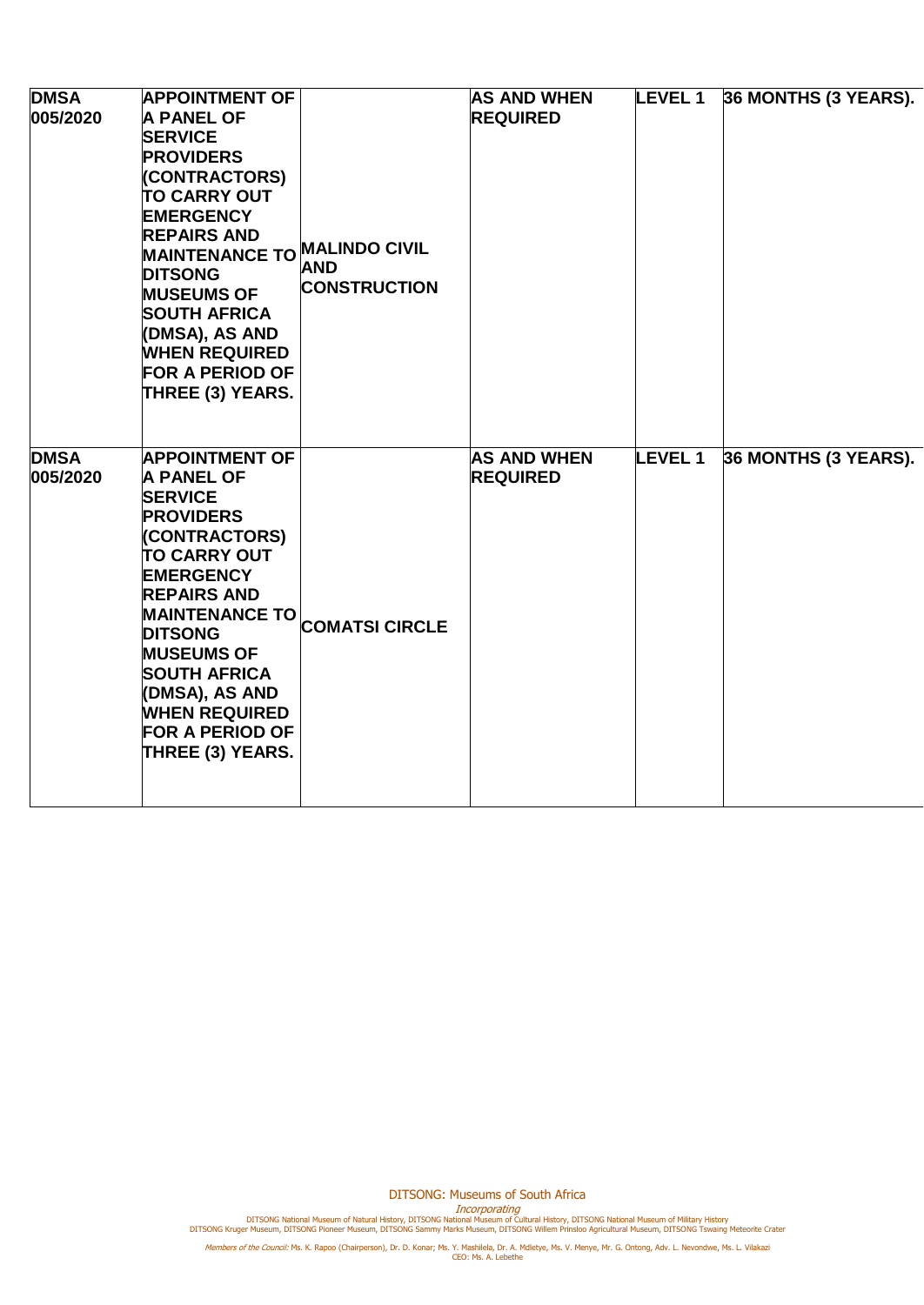| | | | | | |
|---|---|---|---|---|---|
| **DMSA 005/2020** | **APPOINTMENT OF A PANEL OF SERVICE PROVIDERS (CONTRACTORS) TO CARRY OUT EMERGENCY REPAIRS AND MAINTENANCE TO DITSONG MUSEUMS OF SOUTH AFRICA (DMSA), AS AND WHEN REQUIRED FOR A PERIOD OF THREE (3) YEARS.** | **MALINDO CIVIL AND CONSTRUCTION** | **AS AND WHEN REQUIRED** | **LEVEL 1** | **36 MONTHS (3 YEARS).** |
| **DMSA 005/2020** | **APPOINTMENT OF A PANEL OF SERVICE PROVIDERS (CONTRACTORS) TO CARRY OUT EMERGENCY REPAIRS AND MAINTENANCE TO DITSONG MUSEUMS OF SOUTH AFRICA (DMSA), AS AND WHEN REQUIRED FOR A PERIOD OF THREE (3) YEARS.** | **COMATSI CIRCLE** | **AS AND WHEN REQUIRED** | **LEVEL 1** | **36 MONTHS (3 YEARS).** |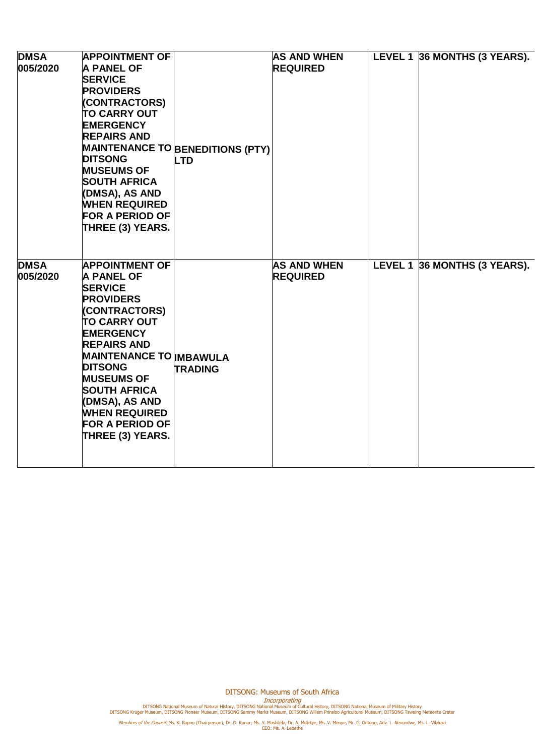| | | | | | |
|---|---|---|---|---|---|
| **DMSA 005/2020** | **APPOINTMENT OF A PANEL OF SERVICE PROVIDERS (CONTRACTORS) TO CARRY OUT EMERGENCY REPAIRS AND MAINTENANCE TO DITSONG MUSEUMS OF SOUTH AFRICA (DMSA), AS AND WHEN REQUIRED FOR A PERIOD OF THREE (3) YEARS.** | **BENEDITIONS (PTY) LTD** | **AS AND WHEN REQUIRED** | **LEVEL 1** | **36 MONTHS (3 YEARS).** |
| **DMSA 005/2020** | **APPOINTMENT OF A PANEL OF SERVICE PROVIDERS (CONTRACTORS) TO CARRY OUT EMERGENCY REPAIRS AND MAINTENANCE TO DITSONG MUSEUMS OF SOUTH AFRICA (DMSA), AS AND WHEN REQUIRED FOR A PERIOD OF THREE (3) YEARS.** | **IMBAWULA TRADING** | **AS AND WHEN REQUIRED** | **LEVEL 1** | **36 MONTHS (3 YEARS).** |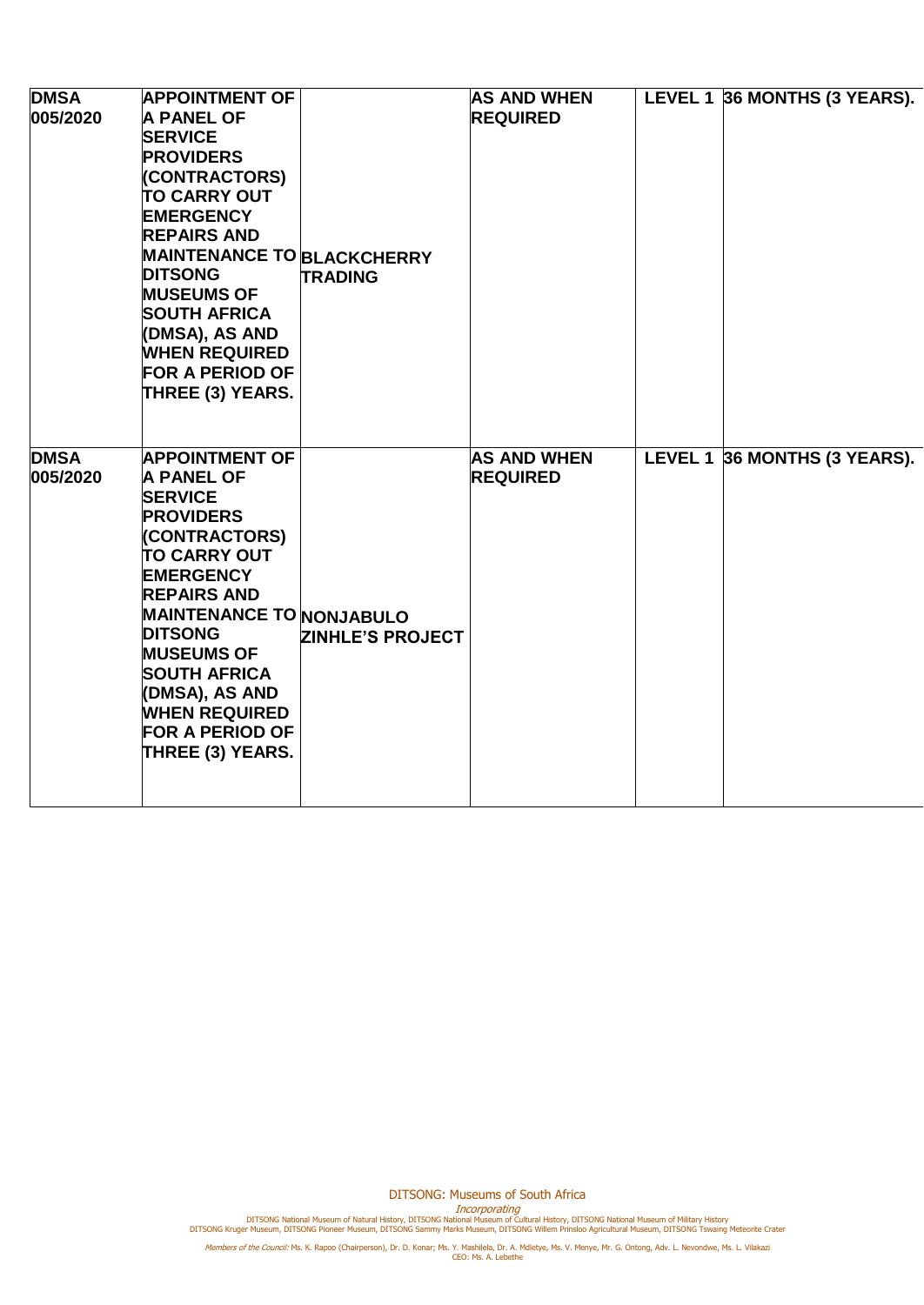| DMSA 005/2020 | APPOINTMENT OF A PANEL OF SERVICE PROVIDERS (CONTRACTORS) TO CARRY OUT EMERGENCY REPAIRS AND MAINTENANCE TO DITSONG MUSEUMS OF SOUTH AFRICA (DMSA), AS AND WHEN REQUIRED FOR A PERIOD OF THREE (3) YEARS. | BLACKCHERRY TRADING | AS AND WHEN REQUIRED | LEVEL 1 | 36 MONTHS (3 YEARS). |
|---|---|---|---|---|---|
| DMSA 005/2020 | APPOINTMENT OF A PANEL OF SERVICE PROVIDERS (CONTRACTORS) TO CARRY OUT EMERGENCY REPAIRS AND MAINTENANCE TO DITSONG MUSEUMS OF SOUTH AFRICA (DMSA), AS AND WHEN REQUIRED FOR A PERIOD OF THREE (3) YEARS. | NONJABULO ZINHLE'S PROJECT | AS AND WHEN REQUIRED | LEVEL 1 | 36 MONTHS (3 YEARS). |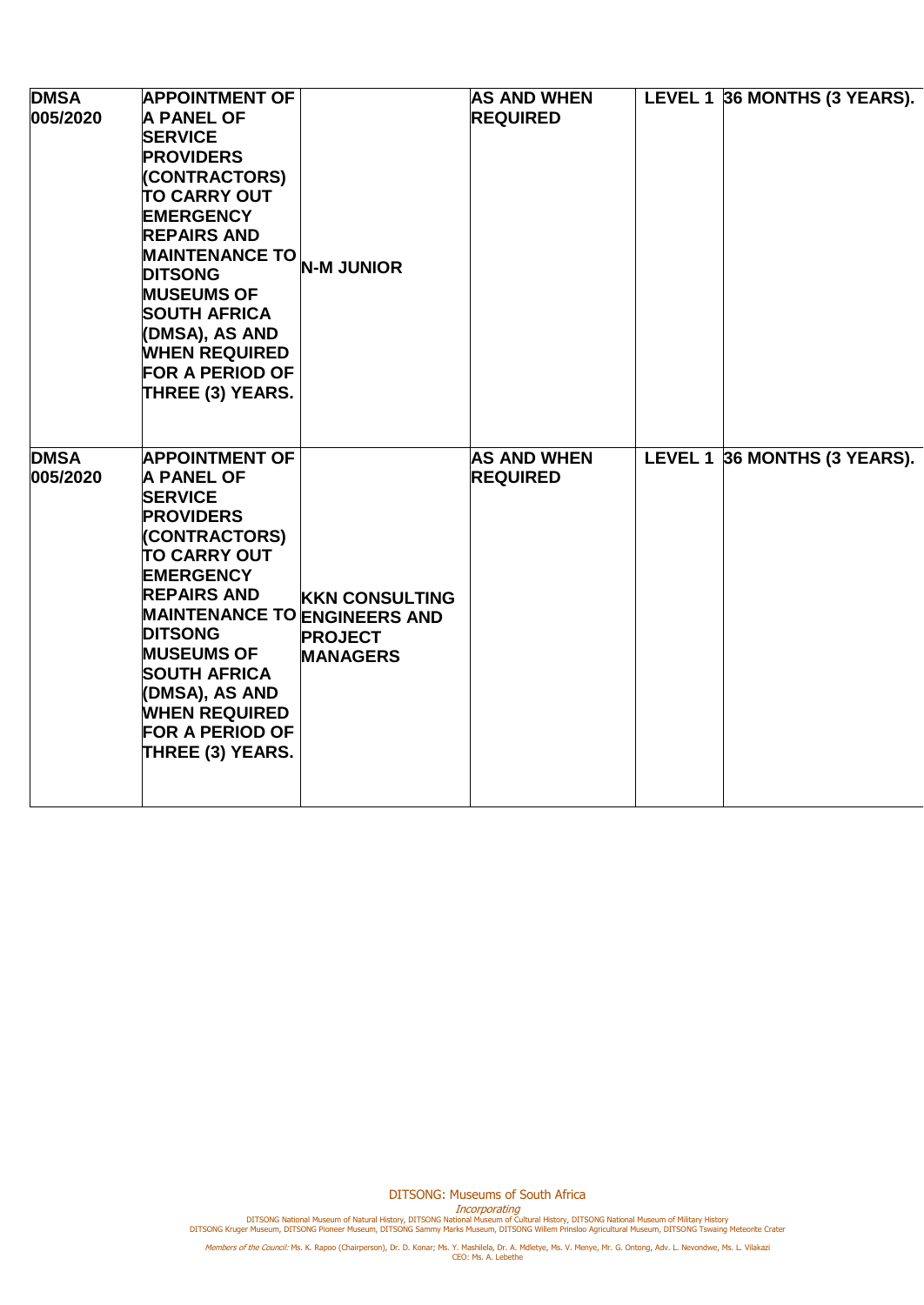| | | | | | |
|---|---|---|---|---|---|
| **DMSA 005/2020** | **APPOINTMENT OF A PANEL OF SERVICE PROVIDERS (CONTRACTORS) TO CARRY OUT EMERGENCY REPAIRS AND MAINTENANCE TO DITSONG MUSEUMS OF SOUTH AFRICA (DMSA), AS AND WHEN REQUIRED FOR A PERIOD OF THREE (3) YEARS.** | **N-M JUNIOR** | **AS AND WHEN REQUIRED** | **LEVEL 1** | **36 MONTHS (3 YEARS).** |
| **DMSA 005/2020** | **APPOINTMENT OF A PANEL OF SERVICE PROVIDERS (CONTRACTORS) TO CARRY OUT EMERGENCY REPAIRS AND MAINTENANCE TO DITSONG MUSEUMS OF SOUTH AFRICA (DMSA), AS AND WHEN REQUIRED FOR A PERIOD OF THREE (3) YEARS.** | **KKN CONSULTING ENGINEERS AND PROJECT MANAGERS** | **AS AND WHEN REQUIRED** | **LEVEL 1** | **36 MONTHS (3 YEARS).** |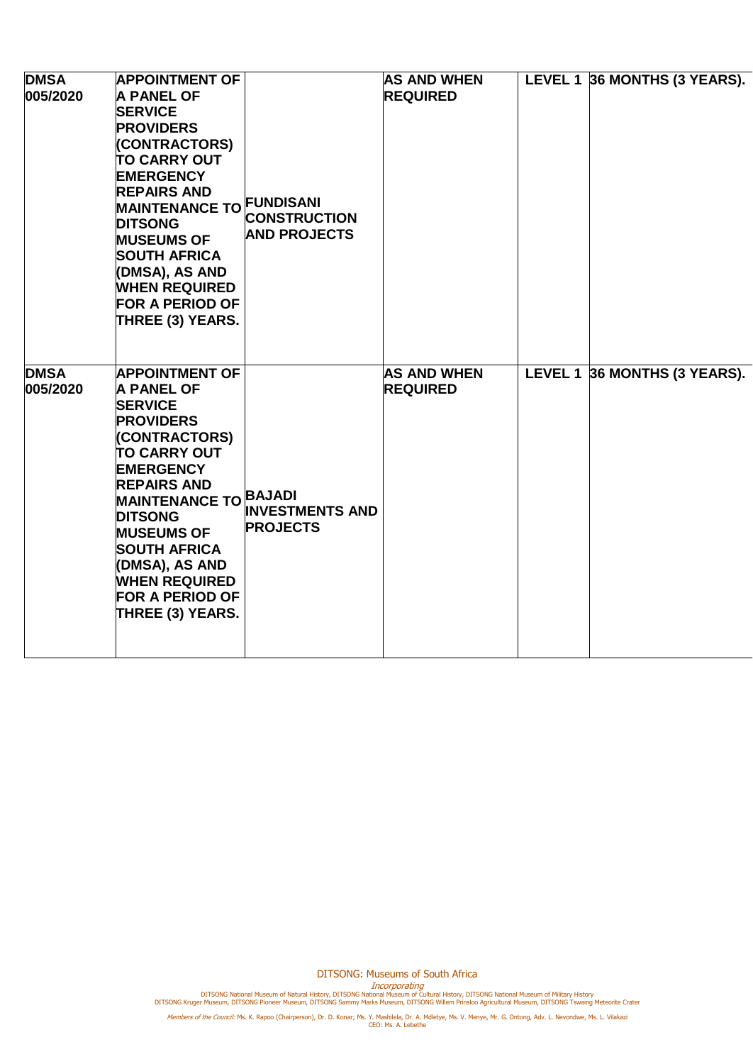| DMSA 005/2020 | APPOINTMENT OF A PANEL OF SERVICE PROVIDERS (CONTRACTORS) TO CARRY OUT EMERGENCY REPAIRS AND MAINTENANCE TO DITSONG MUSEUMS OF SOUTH AFRICA (DMSA), AS AND WHEN REQUIRED FOR A PERIOD OF THREE (3) YEARS. | FUNDISANI CONSTRUCTION AND PROJECTS | AS AND WHEN REQUIRED | LEVEL 1 | 36 MONTHS (3 YEARS). |
|---|---|---|---|---|---|
| DMSA 005/2020 | APPOINTMENT OF A PANEL OF SERVICE PROVIDERS (CONTRACTORS) TO CARRY OUT EMERGENCY REPAIRS AND MAINTENANCE TO DITSONG MUSEUMS OF SOUTH AFRICA (DMSA), AS AND WHEN REQUIRED FOR A PERIOD OF THREE (3) YEARS. | BAJADI INVESTMENTS AND PROJECTS | AS AND WHEN REQUIRED | LEVEL 1 | 36 MONTHS (3 YEARS). |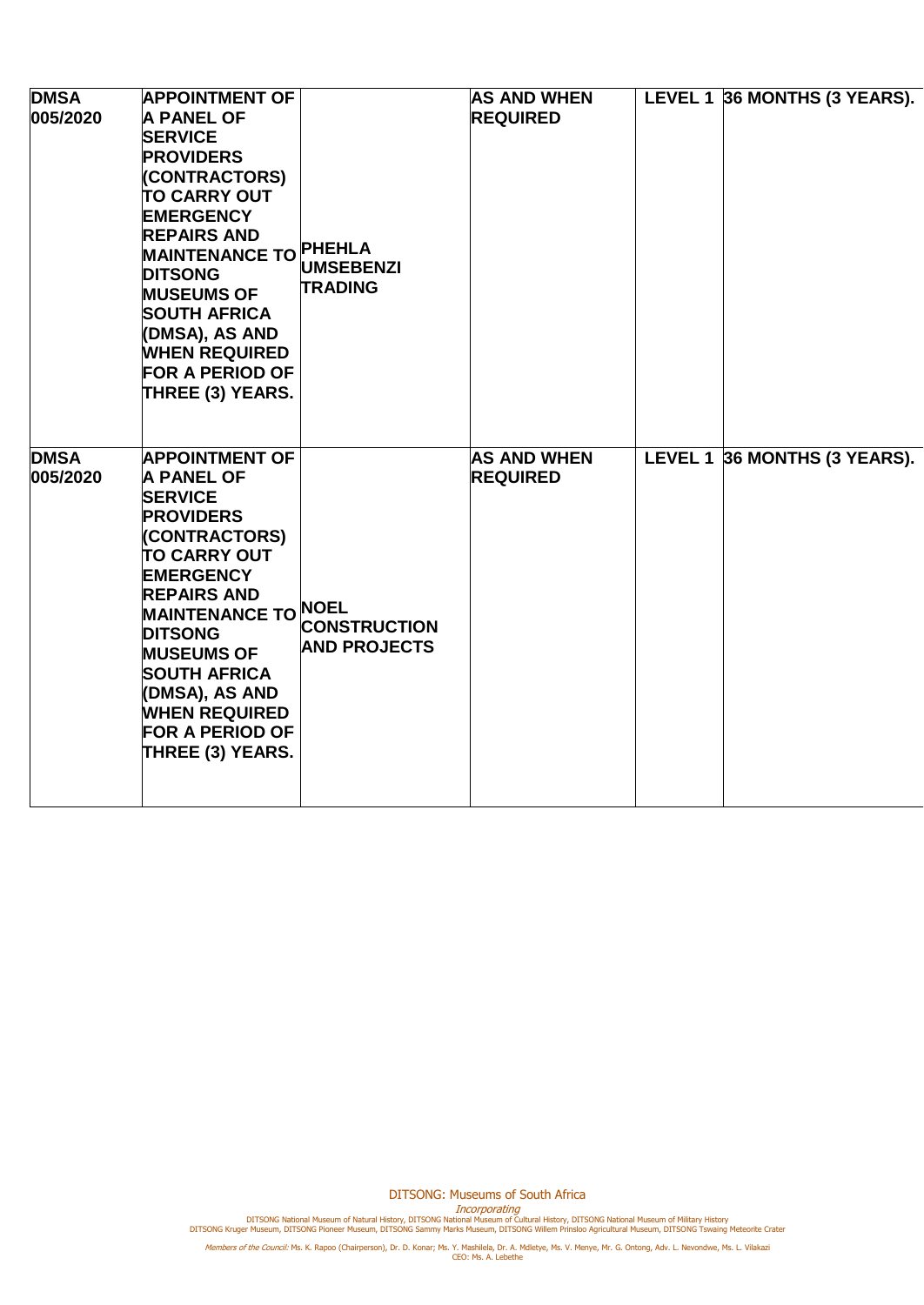| | | | | | |
|---|---|---|---|---|---|
| **DMSA 005/2020** | **APPOINTMENT OF A PANEL OF SERVICE PROVIDERS (CONTRACTORS) TO CARRY OUT EMERGENCY REPAIRS AND MAINTENANCE TO DITSONG MUSEUMS OF SOUTH AFRICA (DMSA), AS AND WHEN REQUIRED FOR A PERIOD OF THREE (3) YEARS.** | **PHEHLA UMSEBENZI TRADING** | **AS AND WHEN REQUIRED** | **LEVEL 1** | **36 MONTHS (3 YEARS).** |
| **DMSA 005/2020** | **APPOINTMENT OF A PANEL OF SERVICE PROVIDERS (CONTRACTORS) TO CARRY OUT EMERGENCY REPAIRS AND MAINTENANCE TO DITSONG MUSEUMS OF SOUTH AFRICA (DMSA), AS AND WHEN REQUIRED FOR A PERIOD OF THREE (3) YEARS.** | **NOEL CONSTRUCTION AND PROJECTS** | **AS AND WHEN REQUIRED** | **LEVEL 1** | **36 MONTHS (3 YEARS).** |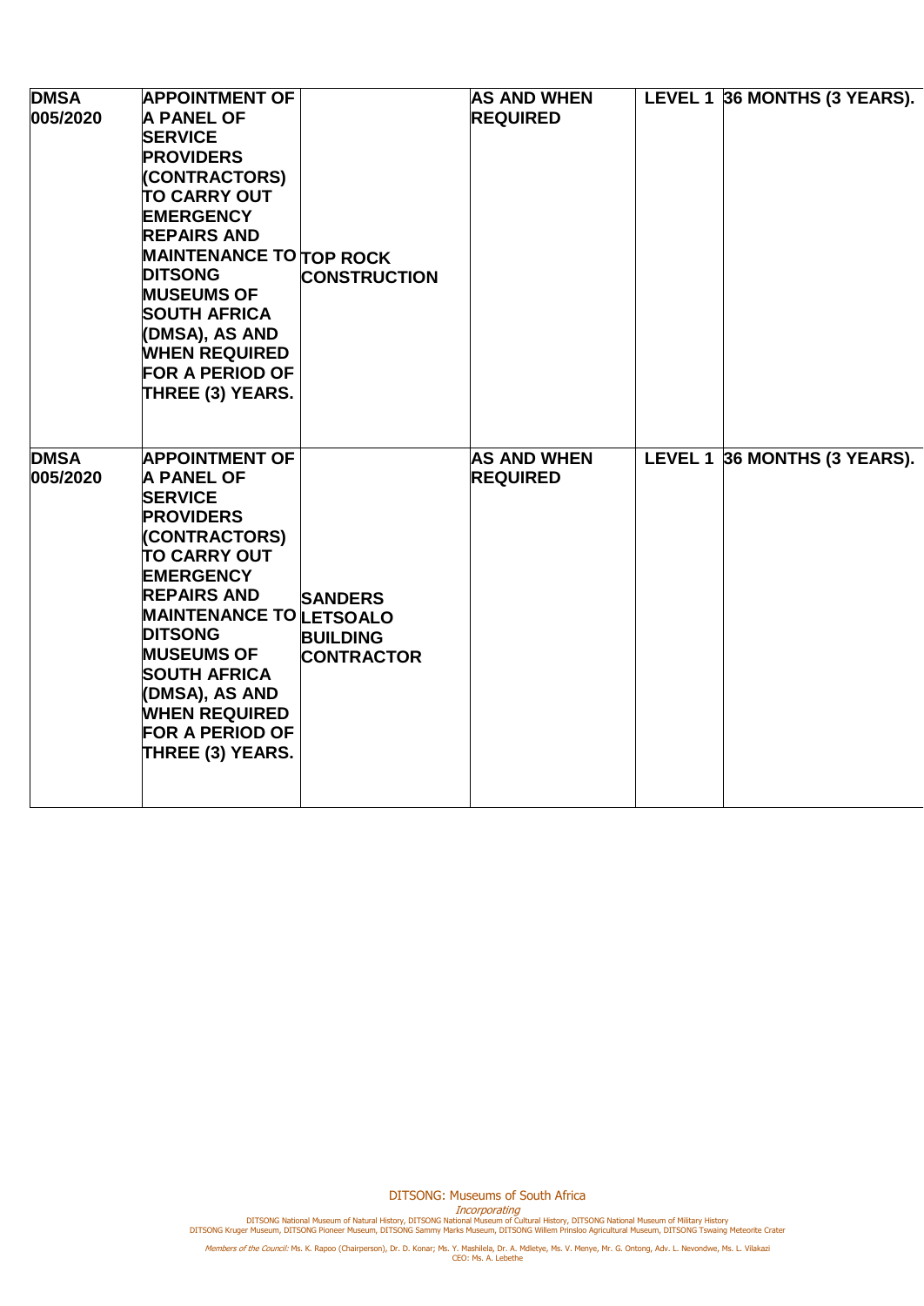| | | | | | |
|---|---|---|---|---|---|
| **DMSA 005/2020** | **APPOINTMENT OF A PANEL OF SERVICE PROVIDERS (CONTRACTORS) TO CARRY OUT EMERGENCY REPAIRS AND MAINTENANCE TO DITSONG MUSEUMS OF SOUTH AFRICA (DMSA), AS AND WHEN REQUIRED FOR A PERIOD OF THREE (3) YEARS.** | **TOP ROCK CONSTRUCTION** | **AS AND WHEN REQUIRED** | **LEVEL 1** | **36 MONTHS (3 YEARS).** |
| **DMSA 005/2020** | **APPOINTMENT OF A PANEL OF SERVICE PROVIDERS (CONTRACTORS) TO CARRY OUT EMERGENCY REPAIRS AND MAINTENANCE TO DITSONG MUSEUMS OF SOUTH AFRICA (DMSA), AS AND WHEN REQUIRED FOR A PERIOD OF THREE (3) YEARS.** | **SANDERS LETSOALO BUILDING CONTRACTOR** | **AS AND WHEN REQUIRED** | **LEVEL 1** | **36 MONTHS (3 YEARS).** |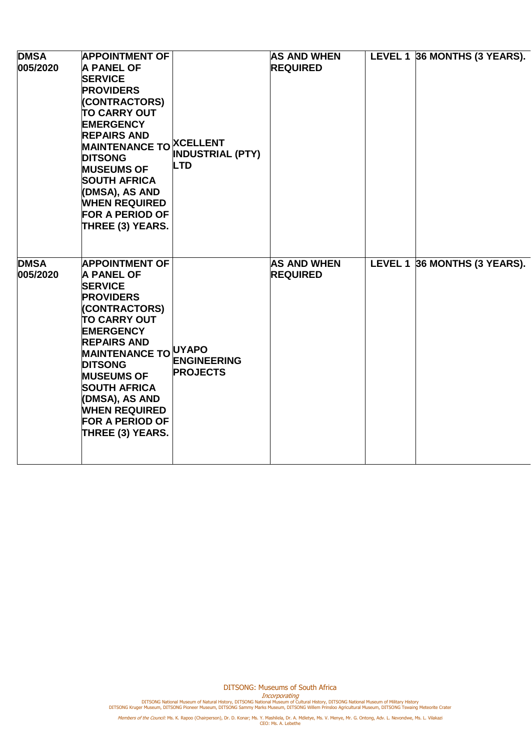| | | | | | |
|---|---|---|---|---|---|
| **DMSA 005/2020** | **APPOINTMENT OF A PANEL OF SERVICE PROVIDERS (CONTRACTORS) TO CARRY OUT EMERGENCY REPAIRS AND MAINTENANCE TO DITSONG MUSEUMS OF SOUTH AFRICA (DMSA), AS AND WHEN REQUIRED FOR A PERIOD OF THREE (3) YEARS.** | **XCELLENT INDUSTRIAL (PTY) LTD** | **AS AND WHEN REQUIRED** | **LEVEL 1** | **36 MONTHS (3 YEARS).** |
| **DMSA 005/2020** | **APPOINTMENT OF A PANEL OF SERVICE PROVIDERS (CONTRACTORS) TO CARRY OUT EMERGENCY REPAIRS AND MAINTENANCE TO DITSONG MUSEUMS OF SOUTH AFRICA (DMSA), AS AND WHEN REQUIRED FOR A PERIOD OF THREE (3) YEARS.** | **UYAPO ENGINEERING PROJECTS** | **AS AND WHEN REQUIRED** | **LEVEL 1** | **36 MONTHS (3 YEARS).** |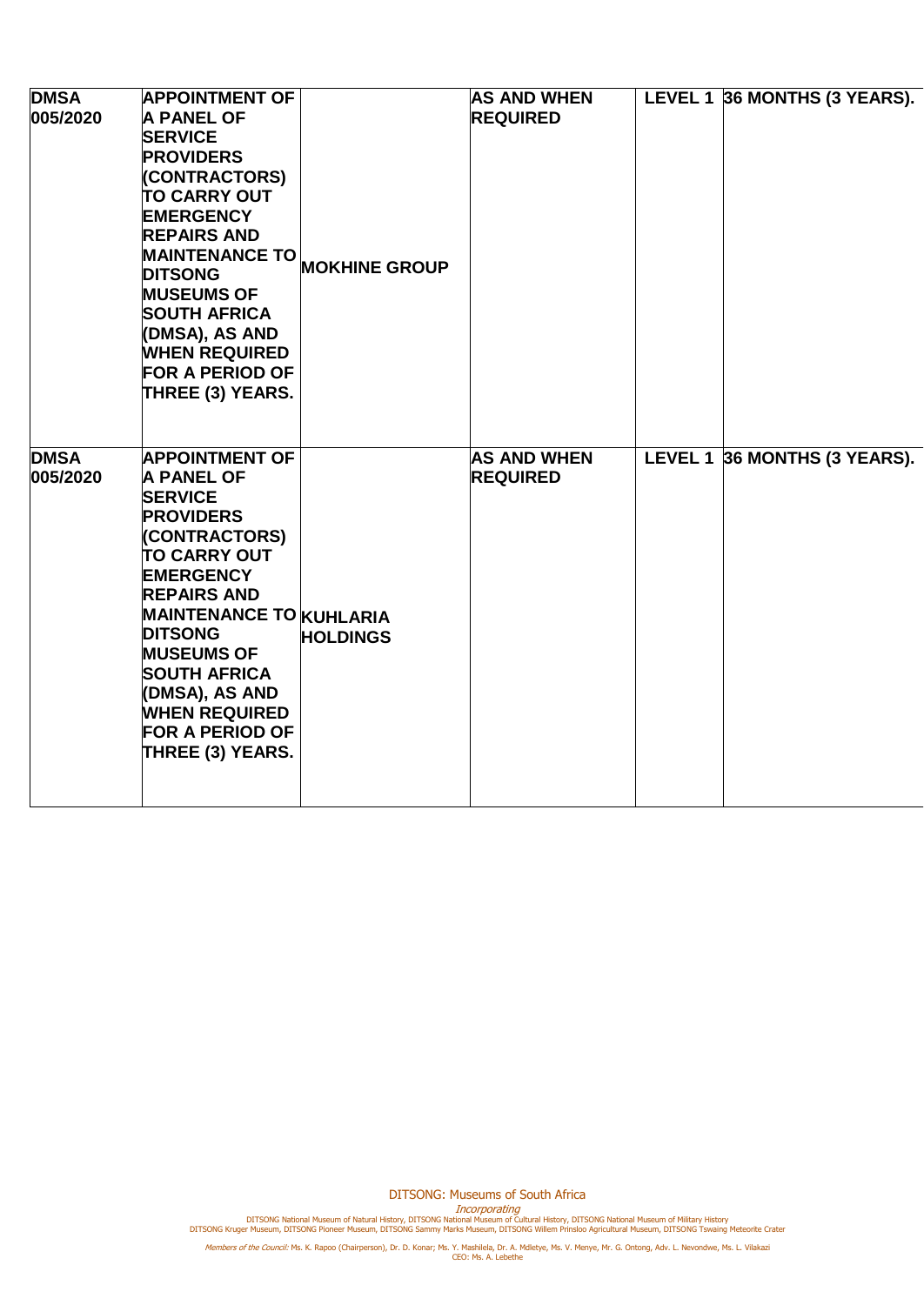| | | | | | |
|---|---|---|---|---|---|
| **DMSA 005/2020** | **APPOINTMENT OF A PANEL OF SERVICE PROVIDERS (CONTRACTORS) TO CARRY OUT EMERGENCY REPAIRS AND MAINTENANCE TO DITSONG MUSEUMS OF SOUTH AFRICA (DMSA), AS AND WHEN REQUIRED FOR A PERIOD OF THREE (3) YEARS.** | **MOKHINE GROUP** | **AS AND WHEN REQUIRED** | **LEVEL 1** | **36 MONTHS (3 YEARS).** |
| **DMSA 005/2020** | **APPOINTMENT OF A PANEL OF SERVICE PROVIDERS (CONTRACTORS) TO CARRY OUT EMERGENCY REPAIRS AND MAINTENANCE TO DITSONG MUSEUMS OF SOUTH AFRICA (DMSA), AS AND WHEN REQUIRED FOR A PERIOD OF THREE (3) YEARS.** | **KUHLARIA HOLDINGS** | **AS AND WHEN REQUIRED** | **LEVEL 1** | **36 MONTHS (3 YEARS).** |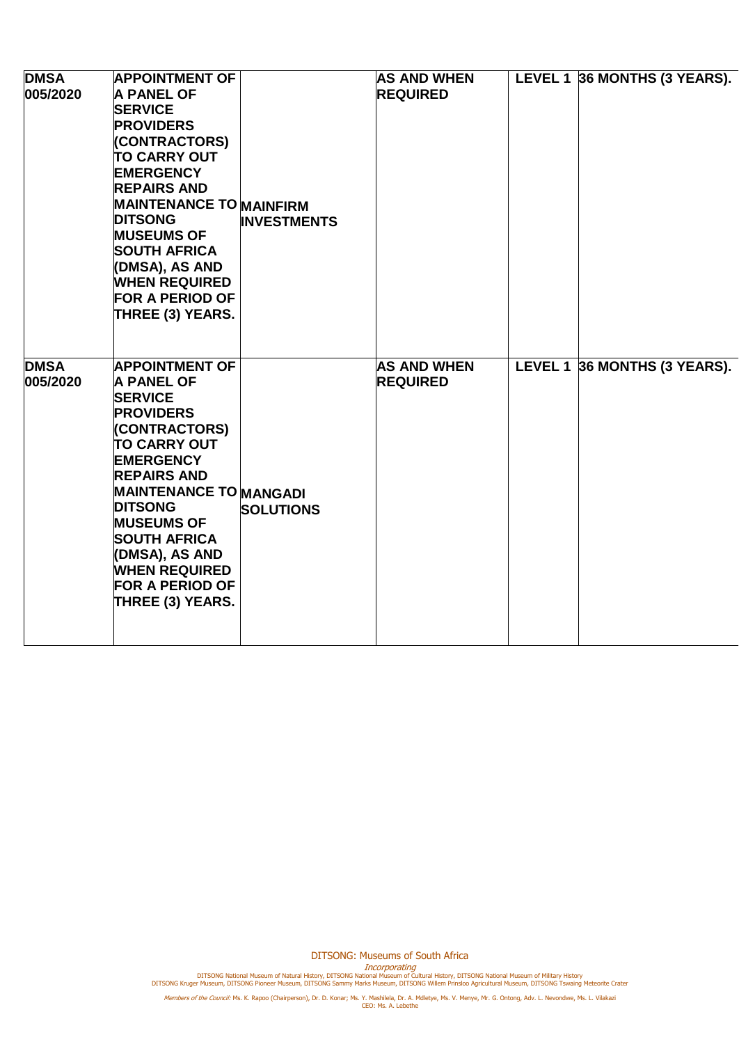| | | | | | |
|---|---|---|---|---|---|
| **DMSA 005/2020** | **APPOINTMENT OF A PANEL OF SERVICE PROVIDERS (CONTRACTORS) TO CARRY OUT EMERGENCY REPAIRS AND MAINTENANCE TO DITSONG MUSEUMS OF SOUTH AFRICA (DMSA), AS AND WHEN REQUIRED FOR A PERIOD OF THREE (3) YEARS.** | **MAINFIRM INVESTMENTS** | **AS AND WHEN REQUIRED** | **LEVEL 1** | **36 MONTHS (3 YEARS).** |
| **DMSA 005/2020** | **APPOINTMENT OF A PANEL OF SERVICE PROVIDERS (CONTRACTORS) TO CARRY OUT EMERGENCY REPAIRS AND MAINTENANCE TO DITSONG MUSEUMS OF SOUTH AFRICA (DMSA), AS AND WHEN REQUIRED FOR A PERIOD OF THREE (3) YEARS.** | **MANGADI SOLUTIONS** | **AS AND WHEN REQUIRED** | **LEVEL 1** | **36 MONTHS (3 YEARS).** |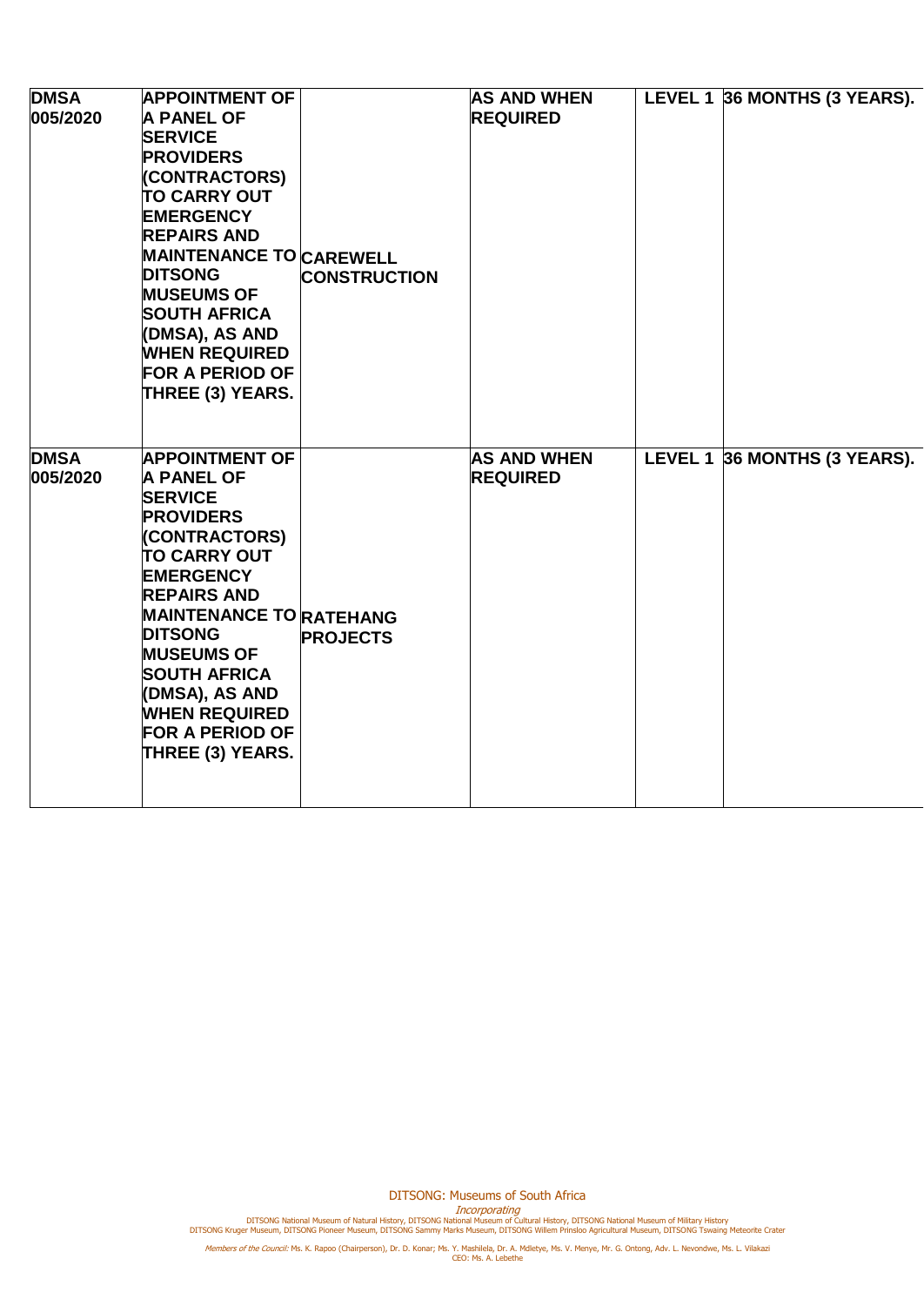| | | | | | |
|---|---|---|---|---|---|
| **DMSA 005/2020** | **APPOINTMENT OF A PANEL OF SERVICE PROVIDERS (CONTRACTORS) TO CARRY OUT EMERGENCY REPAIRS AND MAINTENANCE TO DITSONG MUSEUMS OF SOUTH AFRICA (DMSA), AS AND WHEN REQUIRED FOR A PERIOD OF THREE (3) YEARS.** | **CAREWELL CONSTRUCTION** | **AS AND WHEN REQUIRED** | **LEVEL 1** | **36 MONTHS (3 YEARS).** |
| **DMSA 005/2020** | **APPOINTMENT OF A PANEL OF SERVICE PROVIDERS (CONTRACTORS) TO CARRY OUT EMERGENCY REPAIRS AND MAINTENANCE TO DITSONG MUSEUMS OF SOUTH AFRICA (DMSA), AS AND WHEN REQUIRED FOR A PERIOD OF THREE (3) YEARS.** | **RATEHANG PROJECTS** | **AS AND WHEN REQUIRED** | **LEVEL 1** | **36 MONTHS (3 YEARS).** |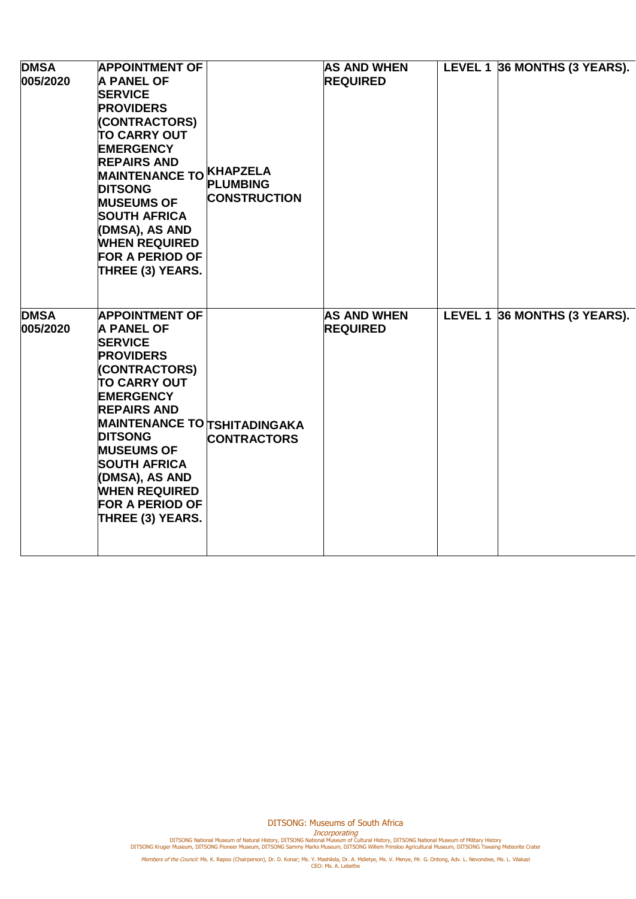| | | | | | |
|---|---|---|---|---|---|
| **DMSA 005/2020** | **APPOINTMENT OF A PANEL OF SERVICE PROVIDERS (CONTRACTORS) TO CARRY OUT EMERGENCY REPAIRS AND MAINTENANCE TO DITSONG MUSEUMS OF SOUTH AFRICA (DMSA), AS AND WHEN REQUIRED FOR A PERIOD OF THREE (3) YEARS.** | **KHAPZELA PLUMBING CONSTRUCTION** | **AS AND WHEN REQUIRED** | **LEVEL 1** | **36 MONTHS (3 YEARS).** |
| **DMSA 005/2020** | **APPOINTMENT OF A PANEL OF SERVICE PROVIDERS (CONTRACTORS) TO CARRY OUT EMERGENCY REPAIRS AND MAINTENANCE TO DITSONG MUSEUMS OF SOUTH AFRICA (DMSA), AS AND WHEN REQUIRED FOR A PERIOD OF THREE (3) YEARS.** | **TSHITADINGAKA CONTRACTORS** | **AS AND WHEN REQUIRED** | **LEVEL 1** | **36 MONTHS (3 YEARS).** |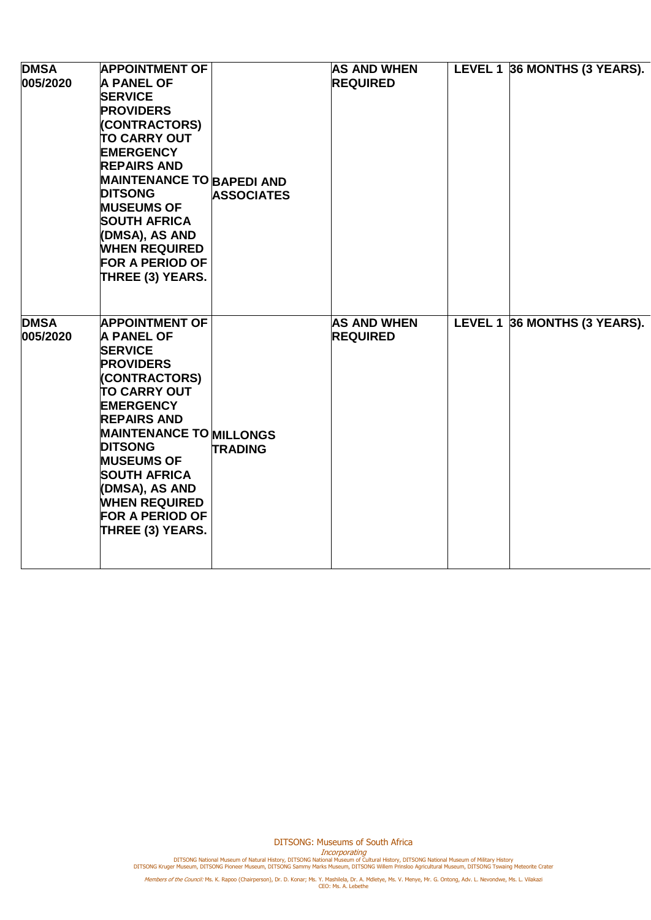| | | | | | |
|---|---|---|---|---|---|
| **DMSA 005/2020** | **APPOINTMENT OF A PANEL OF SERVICE PROVIDERS (CONTRACTORS) TO CARRY OUT EMERGENCY REPAIRS AND MAINTENANCE TO DITSONG MUSEUMS OF SOUTH AFRICA (DMSA), AS AND WHEN REQUIRED FOR A PERIOD OF THREE (3) YEARS.** | **BAPEDI AND ASSOCIATES** | **AS AND WHEN REQUIRED** | **LEVEL 1** | **36 MONTHS (3 YEARS).** |
| **DMSA 005/2020** | **APPOINTMENT OF A PANEL OF SERVICE PROVIDERS (CONTRACTORS) TO CARRY OUT EMERGENCY REPAIRS AND MAINTENANCE TO DITSONG MUSEUMS OF SOUTH AFRICA (DMSA), AS AND WHEN REQUIRED FOR A PERIOD OF THREE (3) YEARS.** | **MILLONGS TRADING** | **AS AND WHEN REQUIRED** | **LEVEL 1** | **36 MONTHS (3 YEARS).** |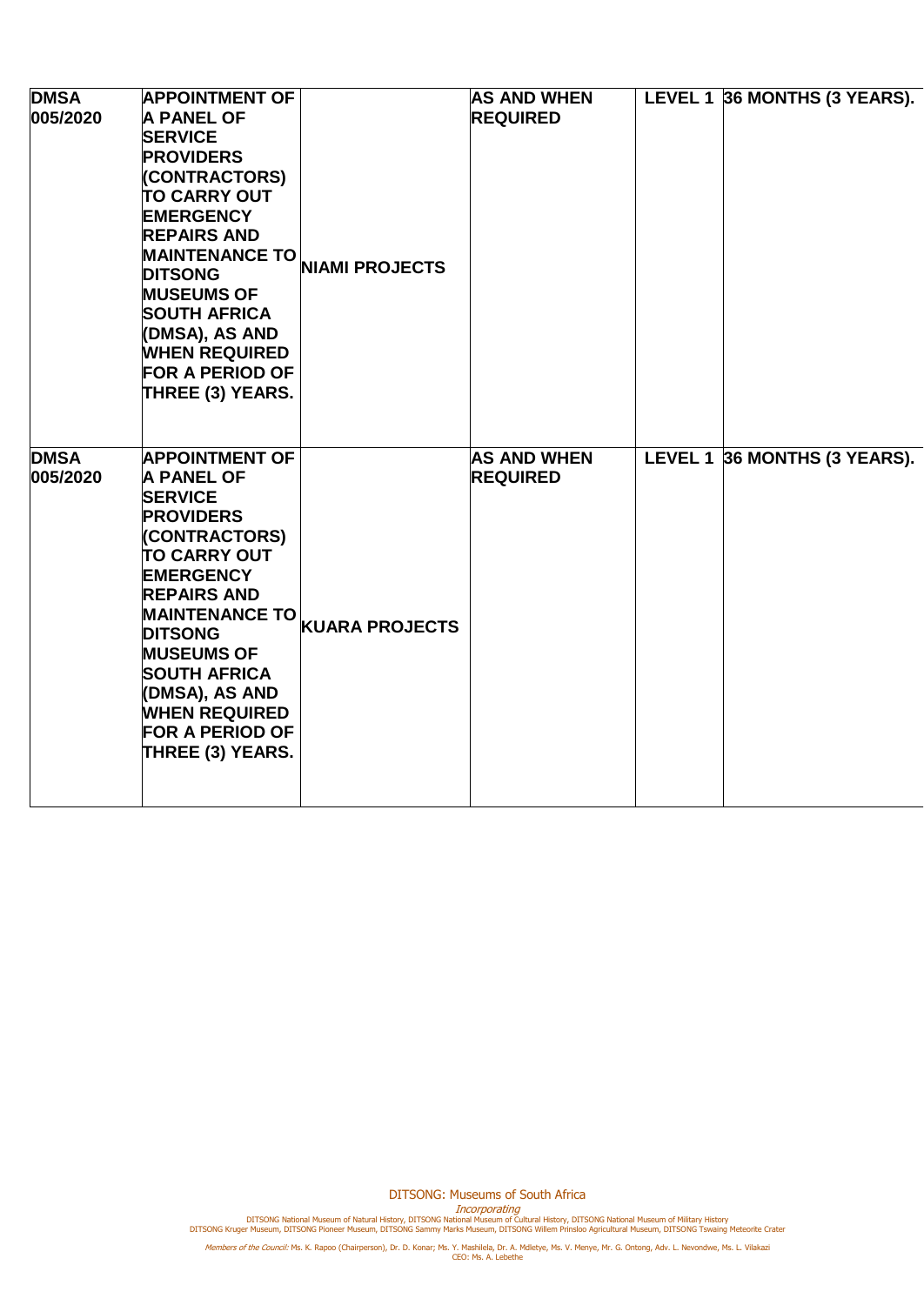| **DMSA 005/2020** | **APPOINTMENT OF A PANEL OF SERVICE PROVIDERS (CONTRACTORS) TO CARRY OUT EMERGENCY REPAIRS AND MAINTENANCE TO DITSONG MUSEUMS OF SOUTH AFRICA (DMSA), AS AND WHEN REQUIRED FOR A PERIOD OF THREE (3) YEARS.** | **NIAMI PROJECTS** | **AS AND WHEN REQUIRED** | **LEVEL 1** | **36 MONTHS (3 YEARS).** |
|---|---|---|---|---|---|
| **DMSA 005/2020** | **APPOINTMENT OF A PANEL OF SERVICE PROVIDERS (CONTRACTORS) TO CARRY OUT EMERGENCY REPAIRS AND MAINTENANCE TO DITSONG MUSEUMS OF SOUTH AFRICA (DMSA), AS AND WHEN REQUIRED FOR A PERIOD OF THREE (3) YEARS.** | **KUARA PROJECTS** | **AS AND WHEN REQUIRED** | **LEVEL 1** | **36 MONTHS (3 YEARS).** |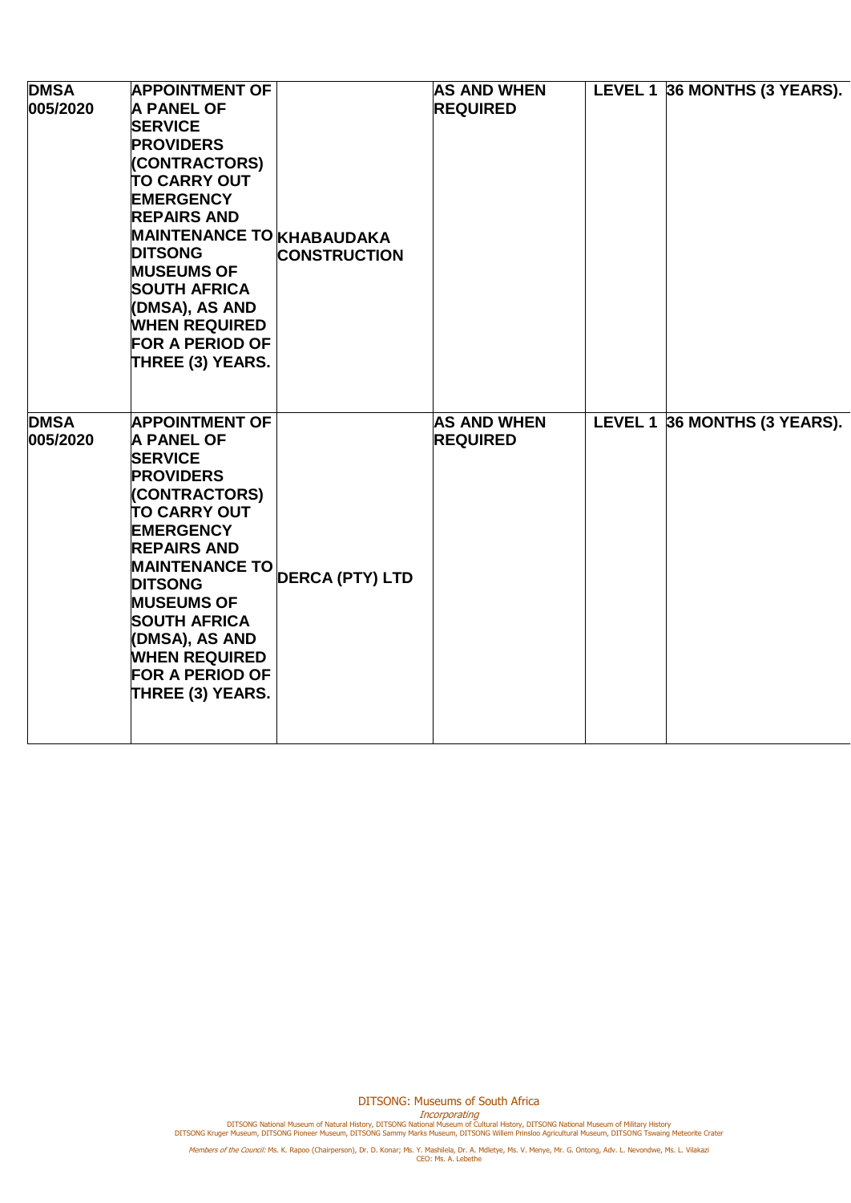| | | | | | |
|---|---|---|---|---|---|
| **DMSA 005/2020** | **APPOINTMENT OF A PANEL OF SERVICE PROVIDERS (CONTRACTORS) TO CARRY OUT EMERGENCY REPAIRS AND MAINTENANCE TO DITSONG MUSEUMS OF SOUTH AFRICA (DMSA), AS AND WHEN REQUIRED FOR A PERIOD OF THREE (3) YEARS.** | **KHABAUDAKA CONSTRUCTION** | **AS AND WHEN REQUIRED** | **LEVEL 1** | **36 MONTHS (3 YEARS).** |
| **DMSA 005/2020** | **APPOINTMENT OF A PANEL OF SERVICE PROVIDERS (CONTRACTORS) TO CARRY OUT EMERGENCY REPAIRS AND MAINTENANCE TO DITSONG MUSEUMS OF SOUTH AFRICA (DMSA), AS AND WHEN REQUIRED FOR A PERIOD OF THREE (3) YEARS.** | **DERCA (PTY) LTD** | **AS AND WHEN REQUIRED** | **LEVEL 1** | **36 MONTHS (3 YEARS).** |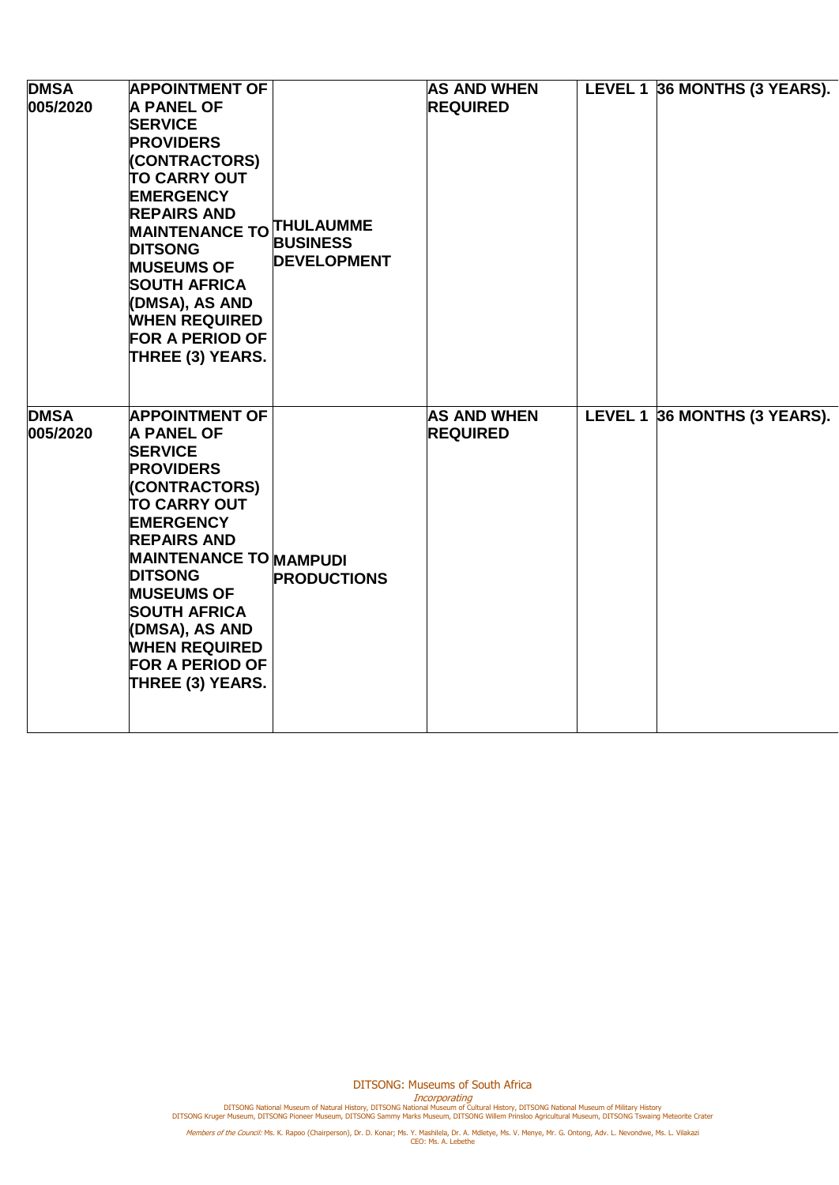| | | | | | |
|---|---|---|---|---|---|
| **DMSA 005/2020** | **APPOINTMENT OF A PANEL OF SERVICE PROVIDERS (CONTRACTORS) TO CARRY OUT EMERGENCY REPAIRS AND MAINTENANCE TO DITSONG MUSEUMS OF SOUTH AFRICA (DMSA), AS AND WHEN REQUIRED FOR A PERIOD OF THREE (3) YEARS.** | **THULAUMME BUSINESS DEVELOPMENT** | **AS AND WHEN REQUIRED** | **LEVEL 1** | **36 MONTHS (3 YEARS).** |
| **DMSA 005/2020** | **APPOINTMENT OF A PANEL OF SERVICE PROVIDERS (CONTRACTORS) TO CARRY OUT EMERGENCY REPAIRS AND MAINTENANCE TO DITSONG MUSEUMS OF SOUTH AFRICA (DMSA), AS AND WHEN REQUIRED FOR A PERIOD OF THREE (3) YEARS.** | **MAMPUDI PRODUCTIONS** | **AS AND WHEN REQUIRED** | **LEVEL 1** | **36 MONTHS (3 YEARS).** |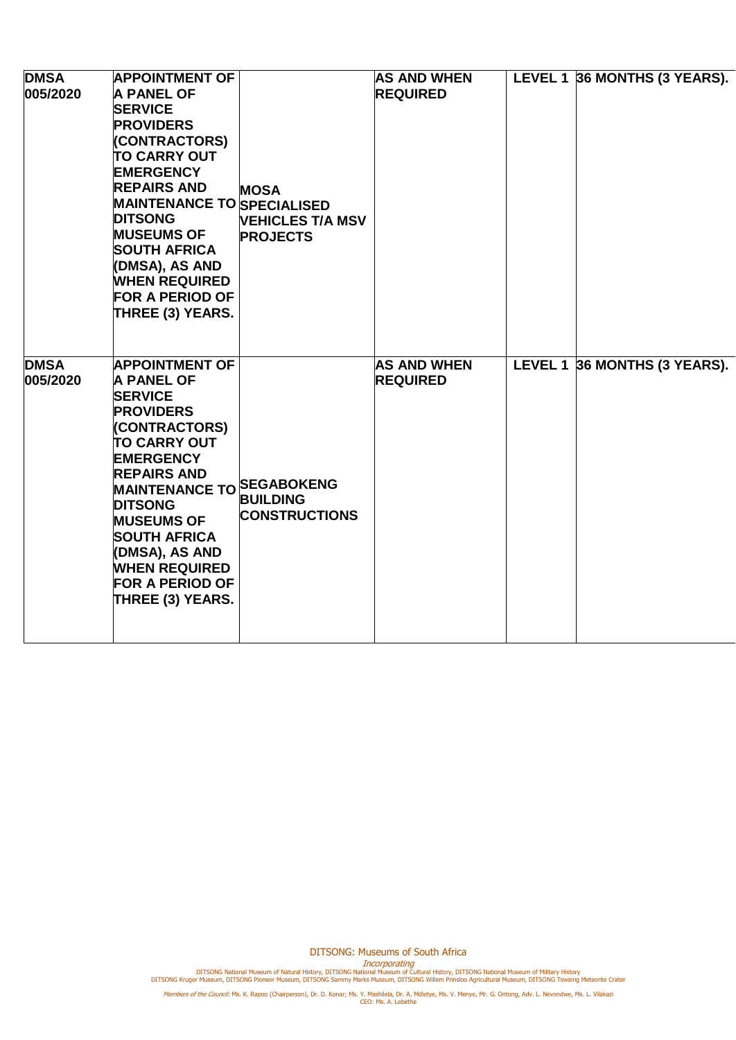| | | | | | |
|---|---|---|---|---|---|
| **DMSA 005/2020** | **APPOINTMENT OF A PANEL OF SERVICE PROVIDERS (CONTRACTORS) TO CARRY OUT EMERGENCY REPAIRS AND MAINTENANCE TO DITSONG MUSEUMS OF SOUTH AFRICA (DMSA), AS AND WHEN REQUIRED FOR A PERIOD OF THREE (3) YEARS.** | **MOSA SPECIALISED VEHICLES T/A MSV PROJECTS** | **AS AND WHEN REQUIRED** | **LEVEL 1** | **36 MONTHS (3 YEARS).** |
| **DMSA 005/2020** | **APPOINTMENT OF A PANEL OF SERVICE PROVIDERS (CONTRACTORS) TO CARRY OUT EMERGENCY REPAIRS AND MAINTENANCE TO DITSONG MUSEUMS OF SOUTH AFRICA (DMSA), AS AND WHEN REQUIRED FOR A PERIOD OF THREE (3) YEARS.** | **SEGABOKENG BUILDING CONSTRUCTIONS** | **AS AND WHEN REQUIRED** | **LEVEL 1** | **36 MONTHS (3 YEARS).** |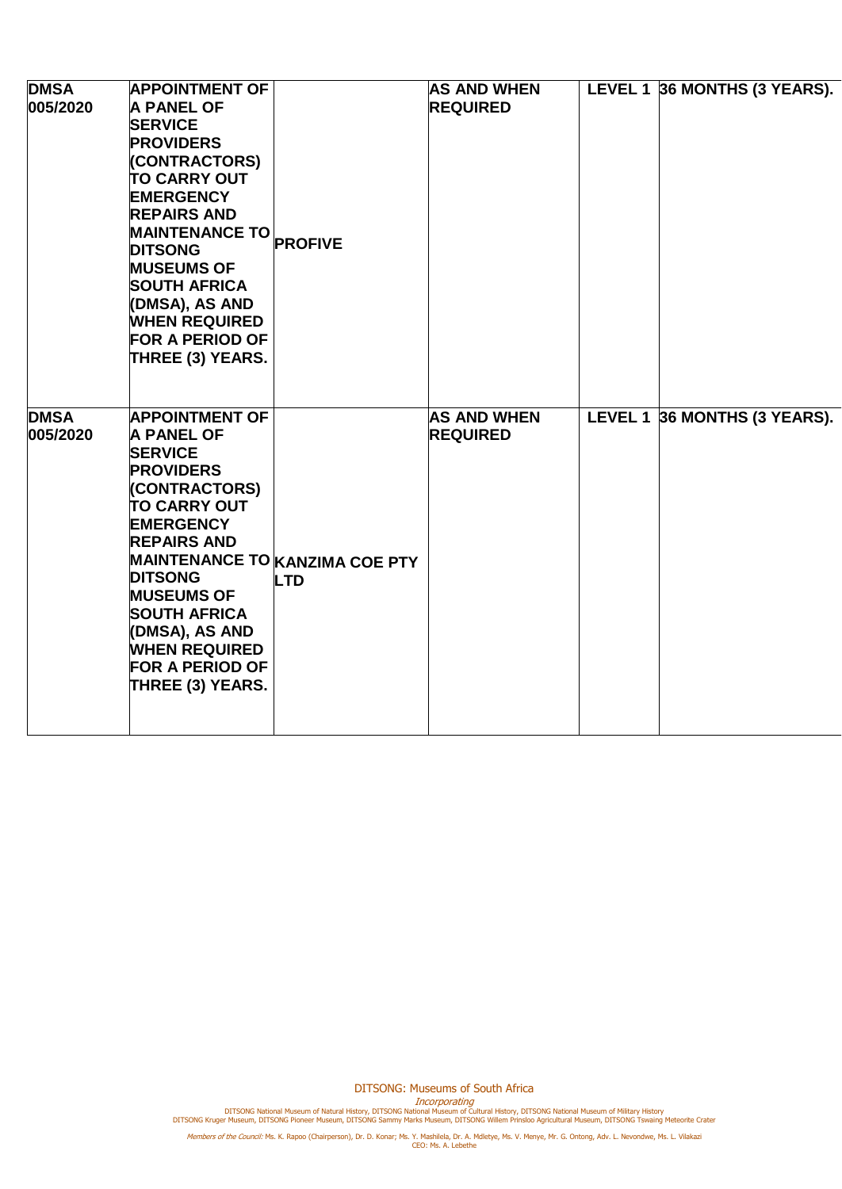| | | | | | |
|---|---|---|---|---|---|
| **DMSA 005/2020** | **APPOINTMENT OF A PANEL OF SERVICE PROVIDERS (CONTRACTORS) TO CARRY OUT EMERGENCY REPAIRS AND MAINTENANCE TO DITSONG MUSEUMS OF SOUTH AFRICA (DMSA), AS AND WHEN REQUIRED FOR A PERIOD OF THREE (3) YEARS.** | **PROFIVE** | **AS AND WHEN REQUIRED** | **LEVEL 1** | **36 MONTHS (3 YEARS).** |
| **DMSA 005/2020** | **APPOINTMENT OF A PANEL OF SERVICE PROVIDERS (CONTRACTORS) TO CARRY OUT EMERGENCY REPAIRS AND MAINTENANCE TO DITSONG MUSEUMS OF SOUTH AFRICA (DMSA), AS AND WHEN REQUIRED FOR A PERIOD OF THREE (3) YEARS.** | **KANZIMA COE PTY LTD** | **AS AND WHEN REQUIRED** | **LEVEL 1** | **36 MONTHS (3 YEARS).** |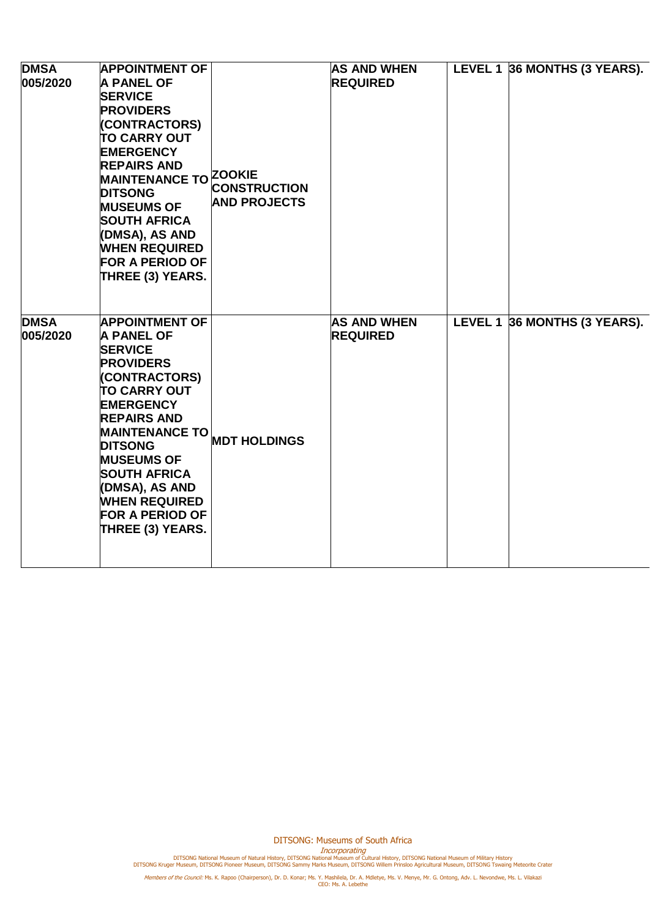| | | | | | |
|---|---|---|---|---|---|
| **DMSA 005/2020** | **APPOINTMENT OF A PANEL OF SERVICE PROVIDERS (CONTRACTORS) TO CARRY OUT EMERGENCY REPAIRS AND MAINTENANCE TO DITSONG MUSEUMS OF SOUTH AFRICA (DMSA), AS AND WHEN REQUIRED FOR A PERIOD OF THREE (3) YEARS.** | **ZOOKIE CONSTRUCTION AND PROJECTS** | **AS AND WHEN REQUIRED** | **LEVEL 1** | **36 MONTHS (3 YEARS).** |
| **DMSA 005/2020** | **APPOINTMENT OF A PANEL OF SERVICE PROVIDERS (CONTRACTORS) TO CARRY OUT EMERGENCY REPAIRS AND MAINTENANCE TO DITSONG MUSEUMS OF SOUTH AFRICA (DMSA), AS AND WHEN REQUIRED FOR A PERIOD OF THREE (3) YEARS.** | **MDT HOLDINGS** | **AS AND WHEN REQUIRED** | **LEVEL 1** | **36 MONTHS (3 YEARS).** |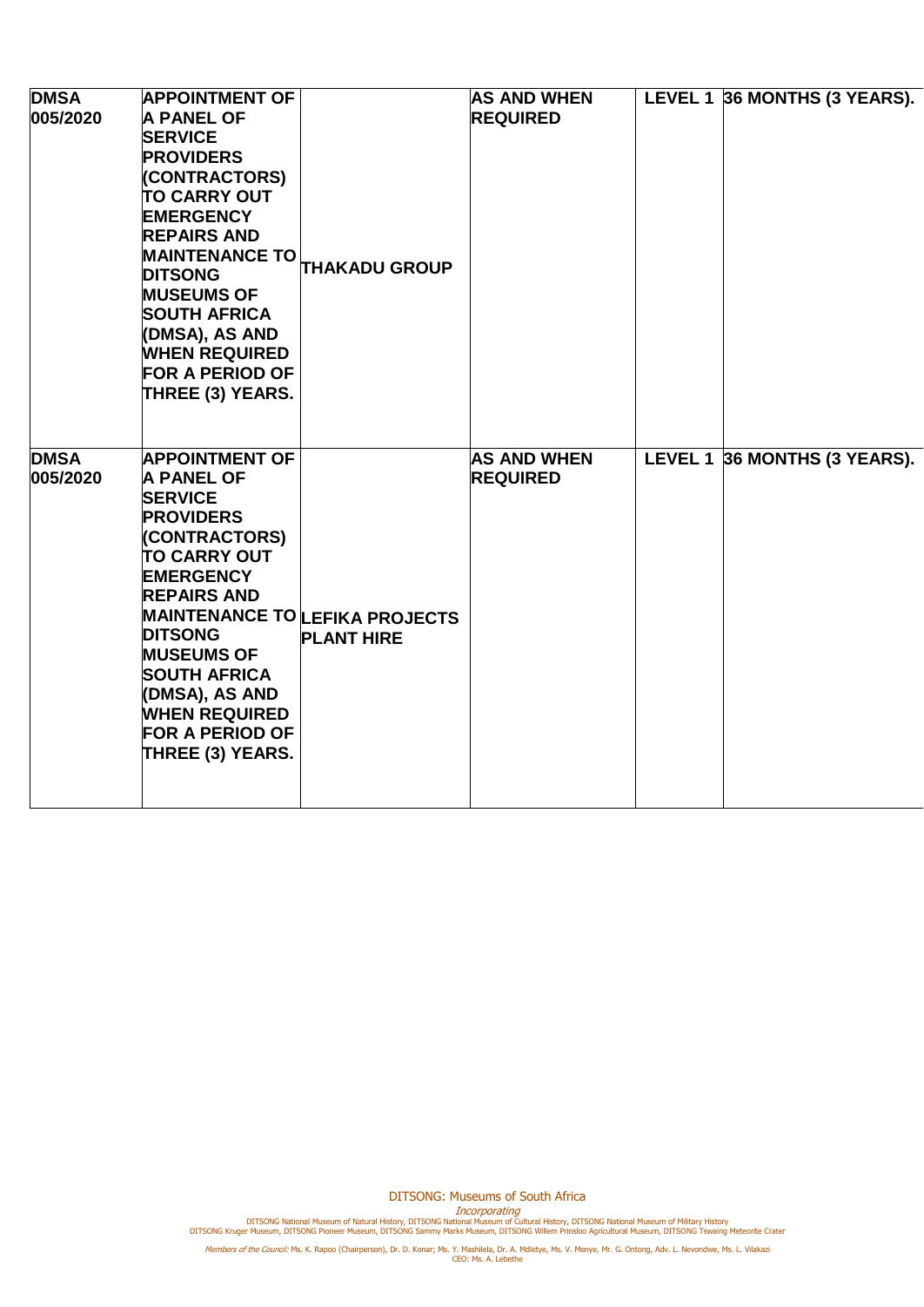| | | | | | |
|---|---|---|---|---|---|
| **DMSA 005/2020** | **APPOINTMENT OF A PANEL OF SERVICE PROVIDERS (CONTRACTORS) TO CARRY OUT EMERGENCY REPAIRS AND MAINTENANCE TO DITSONG MUSEUMS OF SOUTH AFRICA (DMSA), AS AND WHEN REQUIRED FOR A PERIOD OF THREE (3) YEARS.** | **THAKADU GROUP** | **AS AND WHEN REQUIRED** | **LEVEL 1** | **36 MONTHS (3 YEARS).** |
| **DMSA 005/2020** | **APPOINTMENT OF A PANEL OF SERVICE PROVIDERS (CONTRACTORS) TO CARRY OUT EMERGENCY REPAIRS AND MAINTENANCE TO DITSONG MUSEUMS OF SOUTH AFRICA (DMSA), AS AND WHEN REQUIRED FOR A PERIOD OF THREE (3) YEARS.** | **LEFIKA PROJECTS PLANT HIRE** | **AS AND WHEN REQUIRED** | **LEVEL 1** | **36 MONTHS (3 YEARS).** |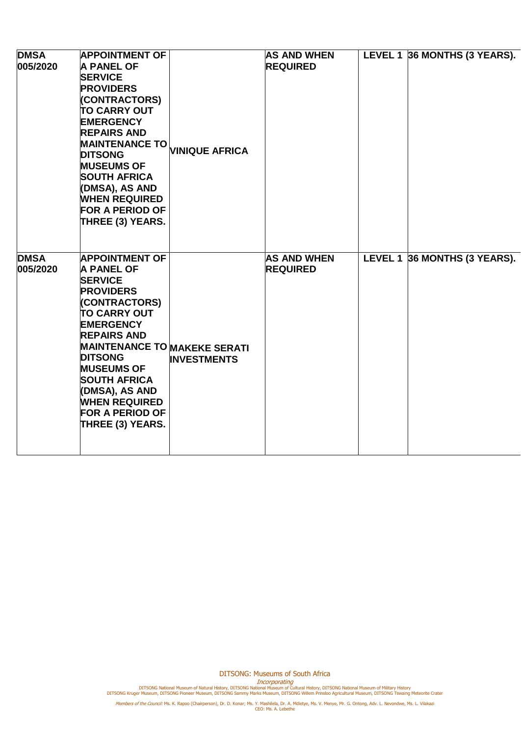| DMSA 005/2020 | APPOINTMENT OF A PANEL OF SERVICE PROVIDERS (CONTRACTORS) TO CARRY OUT EMERGENCY REPAIRS AND MAINTENANCE TO DITSONG MUSEUMS OF SOUTH AFRICA (DMSA), AS AND WHEN REQUIRED FOR A PERIOD OF THREE (3) YEARS. | VINIQUE AFRICA | AS AND WHEN REQUIRED | LEVEL 1 | 36 MONTHS (3 YEARS). |
|---|---|---|---|---|---|
| DMSA 005/2020 | APPOINTMENT OF A PANEL OF SERVICE PROVIDERS (CONTRACTORS) TO CARRY OUT EMERGENCY REPAIRS AND MAINTENANCE TO DITSONG MUSEUMS OF SOUTH AFRICA (DMSA), AS AND WHEN REQUIRED FOR A PERIOD OF THREE (3) YEARS. | MAKEKE SERATI INVESTMENTS | AS AND WHEN REQUIRED | LEVEL 1 | 36 MONTHS (3 YEARS). |

DITSONG: Museums of South Africa

*Incorporating*

DITSONG National Museum of Natural History, DITSONG National Museum of Cultural History, DITSONG National Museum of Military History
DITSONG Kruger Museum, DITSONG Pioneer Museum, DITSONG Sammy Marks Museum, DITSONG Willem Prinsloo Agricultural Museum, DITSONG Tswaing Meteorite Crater

*Members of the Council:* Ms. K. Rapoo (Chairperson), Dr. D. Konar; Ms. Y. Mashilela, Dr. A. Mdletye, Ms. V. Menye, Mr. G. Ontong, Adv. L. Nevondwe, Ms. L. Vilakazi
CEO: Ms. A. Lebethe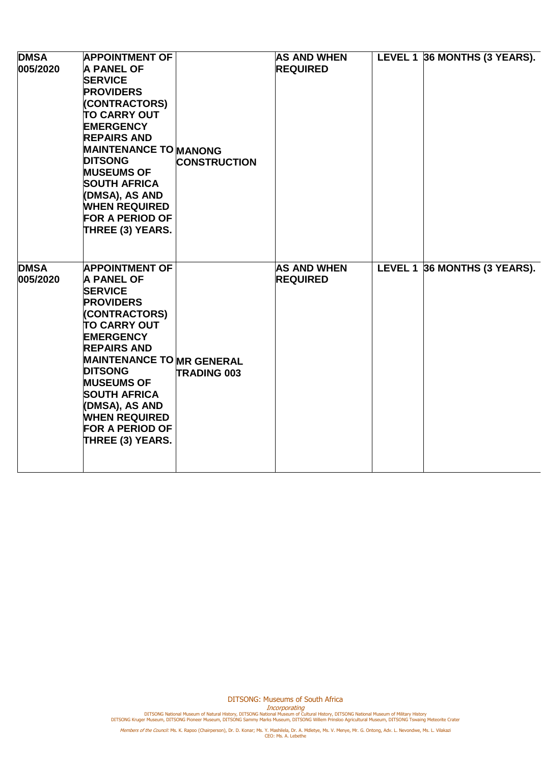| | | | | | |
|---|---|---|---|---|---|
| **DMSA 005/2020** | **APPOINTMENT OF A PANEL OF SERVICE PROVIDERS (CONTRACTORS) TO CARRY OUT EMERGENCY REPAIRS AND MAINTENANCE TO DITSONG MUSEUMS OF SOUTH AFRICA (DMSA), AS AND WHEN REQUIRED FOR A PERIOD OF THREE (3) YEARS.** | **MANONG CONSTRUCTION** | **AS AND WHEN REQUIRED** | **LEVEL 1** | **36 MONTHS (3 YEARS).** |
| **DMSA 005/2020** | **APPOINTMENT OF A PANEL OF SERVICE PROVIDERS (CONTRACTORS) TO CARRY OUT EMERGENCY REPAIRS AND MAINTENANCE TO DITSONG MUSEUMS OF SOUTH AFRICA (DMSA), AS AND WHEN REQUIRED FOR A PERIOD OF THREE (3) YEARS.** | **MR GENERAL TRADING 003** | **AS AND WHEN REQUIRED** | **LEVEL 1** | **36 MONTHS (3 YEARS).** |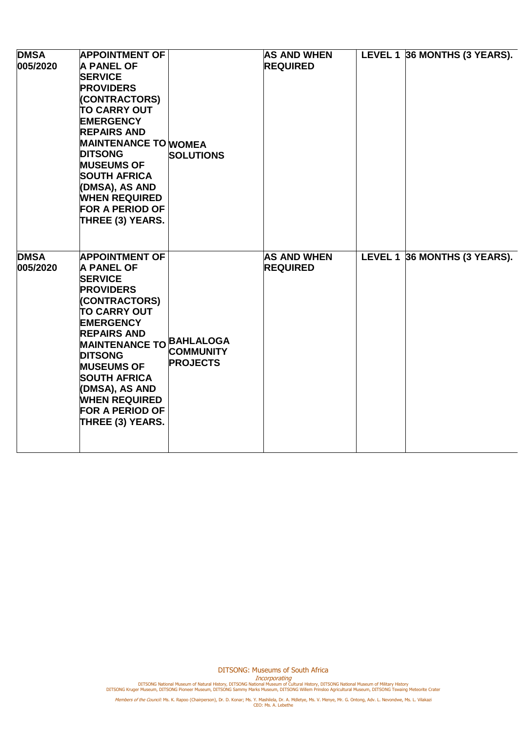| | | | | | |
|---|---|---|---|---|---|
| **DMSA 005/2020** | **APPOINTMENT OF A PANEL OF SERVICE PROVIDERS (CONTRACTORS) TO CARRY OUT EMERGENCY REPAIRS AND MAINTENANCE TO DITSONG MUSEUMS OF SOUTH AFRICA (DMSA), AS AND WHEN REQUIRED FOR A PERIOD OF THREE (3) YEARS.** | **WOMEA SOLUTIONS** | **AS AND WHEN REQUIRED** | **LEVEL 1** | **36 MONTHS (3 YEARS).** |
| **DMSA 005/2020** | **APPOINTMENT OF A PANEL OF SERVICE PROVIDERS (CONTRACTORS) TO CARRY OUT EMERGENCY REPAIRS AND MAINTENANCE TO DITSONG MUSEUMS OF SOUTH AFRICA (DMSA), AS AND WHEN REQUIRED FOR A PERIOD OF THREE (3) YEARS.** | **BAHLALOGA COMMUNITY PROJECTS** | **AS AND WHEN REQUIRED** | **LEVEL 1** | **36 MONTHS (3 YEARS).** |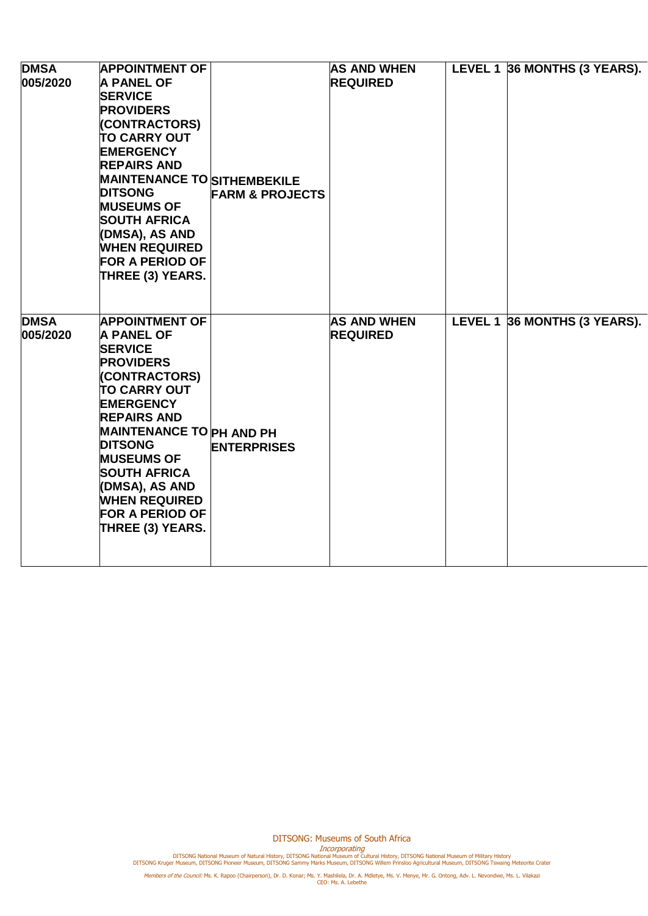| | | | | | |
|---|---|---|---|---|---|
| **DMSA 005/2020** | **APPOINTMENT OF A PANEL OF SERVICE PROVIDERS (CONTRACTORS) TO CARRY OUT EMERGENCY REPAIRS AND MAINTENANCE TO DITSONG MUSEUMS OF SOUTH AFRICA (DMSA), AS AND WHEN REQUIRED FOR A PERIOD OF THREE (3) YEARS.** | **SITHEMBEKILE FARM & PROJECTS** | **AS AND WHEN REQUIRED** | **LEVEL 1** | **36 MONTHS (3 YEARS).** |
| **DMSA 005/2020** | **APPOINTMENT OF A PANEL OF SERVICE PROVIDERS (CONTRACTORS) TO CARRY OUT EMERGENCY REPAIRS AND MAINTENANCE TO DITSONG MUSEUMS OF SOUTH AFRICA (DMSA), AS AND WHEN REQUIRED FOR A PERIOD OF THREE (3) YEARS.** | **PH AND PH ENTERPRISES** | **AS AND WHEN REQUIRED** | **LEVEL 1** | **36 MONTHS (3 YEARS).** |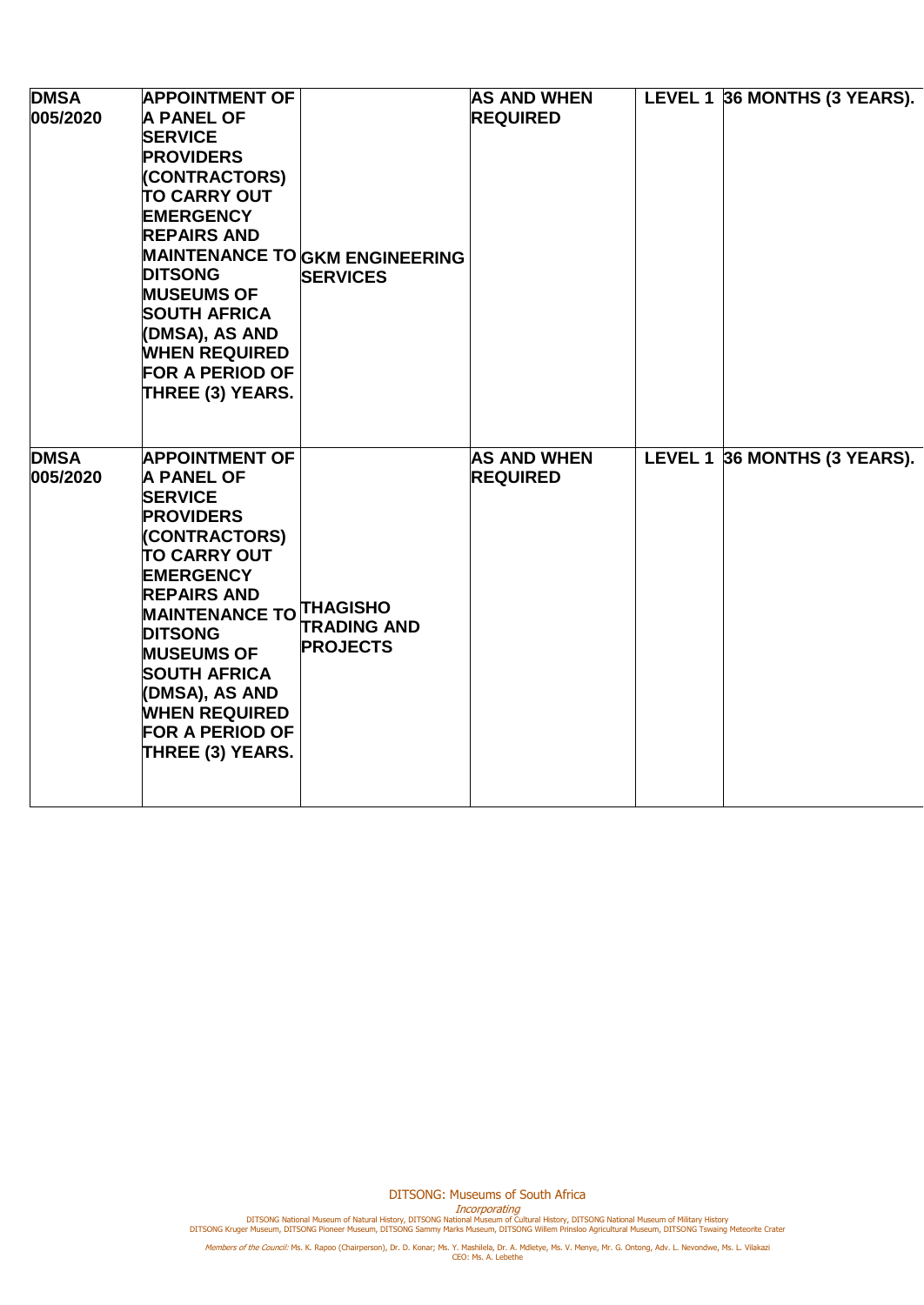| | | | | | |
|---|---|---|---|---|---|
| **DMSA 005/2020** | **APPOINTMENT OF A PANEL OF SERVICE PROVIDERS (CONTRACTORS) TO CARRY OUT EMERGENCY REPAIRS AND MAINTENANCE TO DITSONG MUSEUMS OF SOUTH AFRICA (DMSA), AS AND WHEN REQUIRED FOR A PERIOD OF THREE (3) YEARS.** | **GKM ENGINEERING SERVICES** | **AS AND WHEN REQUIRED** | **LEVEL 1** | **36 MONTHS (3 YEARS).** |
| **DMSA 005/2020** | **APPOINTMENT OF A PANEL OF SERVICE PROVIDERS (CONTRACTORS) TO CARRY OUT EMERGENCY REPAIRS AND MAINTENANCE TO DITSONG MUSEUMS OF SOUTH AFRICA (DMSA), AS AND WHEN REQUIRED FOR A PERIOD OF THREE (3) YEARS.** | **THAGISHO TRADING AND PROJECTS** | **AS AND WHEN REQUIRED** | **LEVEL 1** | **36 MONTHS (3 YEARS).** |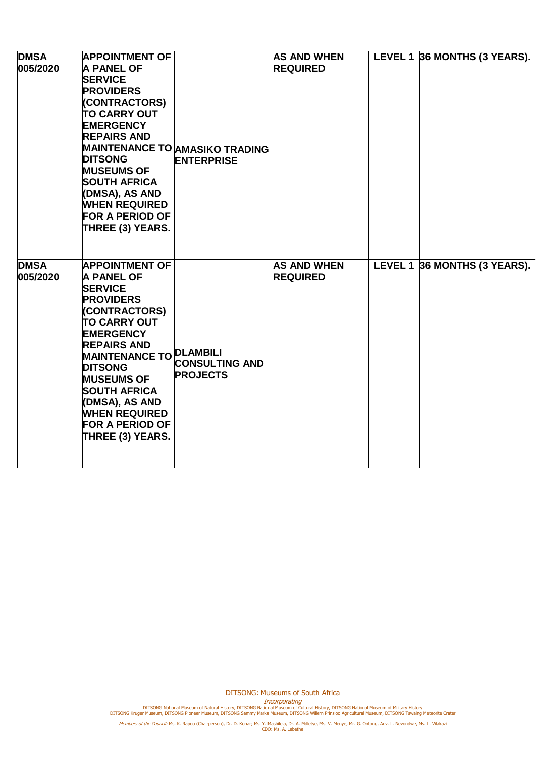| | | | | | |
|---|---|---|---|---|---|
| **DMSA 005/2020** | **APPOINTMENT OF A PANEL OF SERVICE PROVIDERS (CONTRACTORS) TO CARRY OUT EMERGENCY REPAIRS AND MAINTENANCE TO DITSONG MUSEUMS OF SOUTH AFRICA (DMSA), AS AND WHEN REQUIRED FOR A PERIOD OF THREE (3) YEARS.** | **AMASIKO TRADING ENTERPRISE** | **AS AND WHEN REQUIRED** | **LEVEL 1** | **36 MONTHS (3 YEARS).** |
| **DMSA 005/2020** | **APPOINTMENT OF A PANEL OF SERVICE PROVIDERS (CONTRACTORS) TO CARRY OUT EMERGENCY REPAIRS AND MAINTENANCE TO DITSONG MUSEUMS OF SOUTH AFRICA (DMSA), AS AND WHEN REQUIRED FOR A PERIOD OF THREE (3) YEARS.** | **DLAMBILI CONSULTING AND PROJECTS** | **AS AND WHEN REQUIRED** | **LEVEL 1** | **36 MONTHS (3 YEARS).** |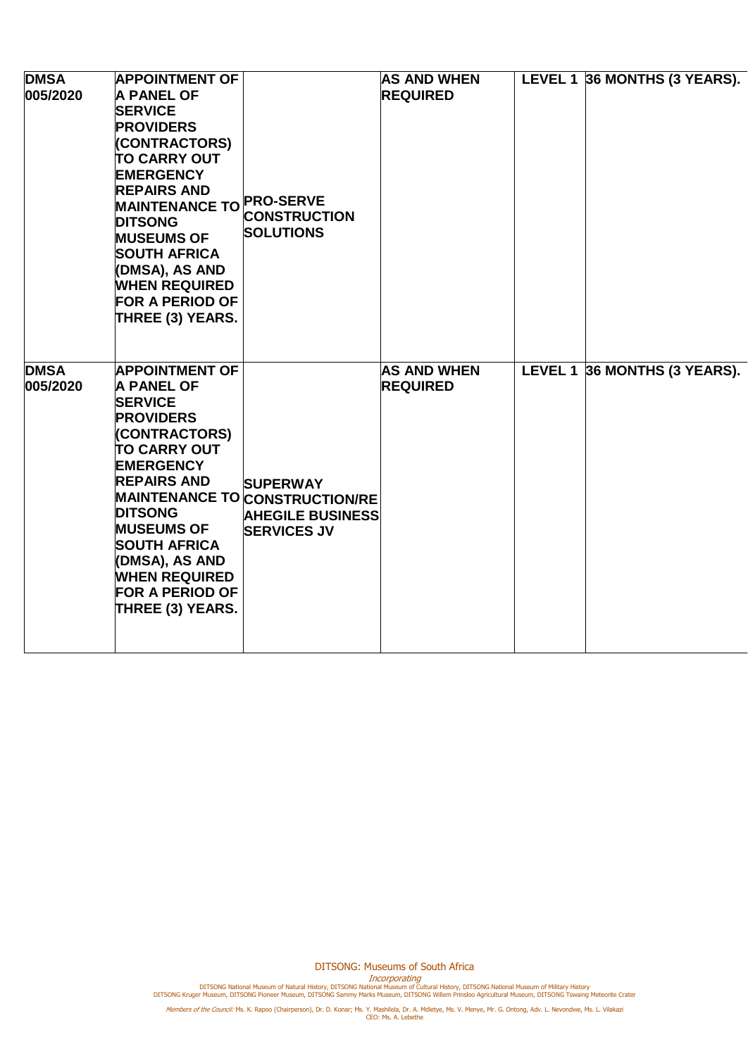| | | | | | |
|---|---|---|---|---|---|
| **DMSA 005/2020** | **APPOINTMENT OF A PANEL OF SERVICE PROVIDERS (CONTRACTORS) TO CARRY OUT EMERGENCY REPAIRS AND MAINTENANCE TO DITSONG MUSEUMS OF SOUTH AFRICA (DMSA), AS AND WHEN REQUIRED FOR A PERIOD OF THREE (3) YEARS.** | **PRO-SERVE CONSTRUCTION SOLUTIONS** | **AS AND WHEN REQUIRED** | **LEVEL 1** | **36 MONTHS (3 YEARS).** |
| **DMSA 005/2020** | **APPOINTMENT OF A PANEL OF SERVICE PROVIDERS (CONTRACTORS) TO CARRY OUT EMERGENCY REPAIRS AND MAINTENANCE TO DITSONG MUSEUMS OF SOUTH AFRICA (DMSA), AS AND WHEN REQUIRED FOR A PERIOD OF THREE (3) YEARS.** | **SUPERWAY CONSTRUCTION/RE AHEGILE BUSINESS SERVICES JV** | **AS AND WHEN REQUIRED** | **LEVEL 1** | **36 MONTHS (3 YEARS).** |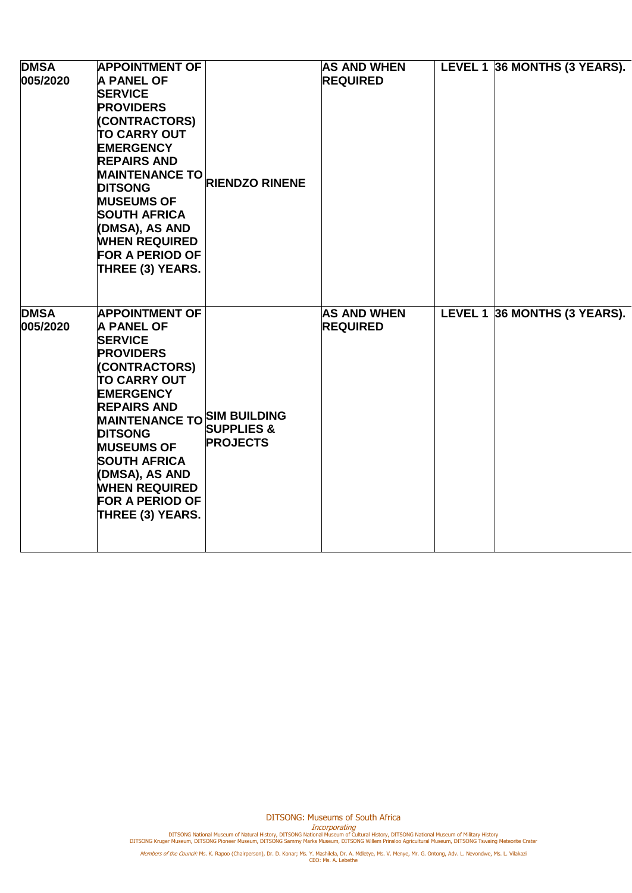| | | | | | |
|---|---|---|---|---|---|
| **DMSA 005/2020** | **APPOINTMENT OF A PANEL OF SERVICE PROVIDERS (CONTRACTORS) TO CARRY OUT EMERGENCY REPAIRS AND MAINTENANCE TO DITSONG MUSEUMS OF SOUTH AFRICA (DMSA), AS AND WHEN REQUIRED FOR A PERIOD OF THREE (3) YEARS.** | **RIENDZO RINENE** | **AS AND WHEN REQUIRED** | **LEVEL 1** | **36 MONTHS (3 YEARS).** |
| **DMSA 005/2020** | **APPOINTMENT OF A PANEL OF SERVICE PROVIDERS (CONTRACTORS) TO CARRY OUT EMERGENCY REPAIRS AND MAINTENANCE TO DITSONG MUSEUMS OF SOUTH AFRICA (DMSA), AS AND WHEN REQUIRED FOR A PERIOD OF THREE (3) YEARS.** | **SIM BUILDING SUPPLIES & PROJECTS** | **AS AND WHEN REQUIRED** | **LEVEL 1** | **36 MONTHS (3 YEARS).** |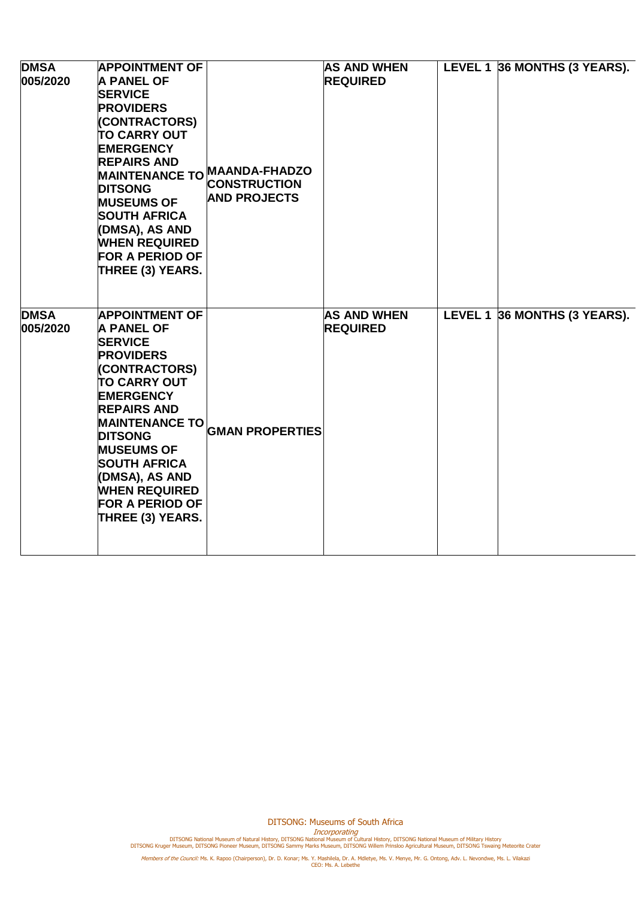| | | | | | |
|---|---|---|---|---|---|
| **DMSA 005/2020** | **APPOINTMENT OF A PANEL OF SERVICE PROVIDERS (CONTRACTORS) TO CARRY OUT EMERGENCY REPAIRS AND MAINTENANCE TO DITSONG MUSEUMS OF SOUTH AFRICA (DMSA), AS AND WHEN REQUIRED FOR A PERIOD OF THREE (3) YEARS.** | **MAANDA-FHADZO CONSTRUCTION AND PROJECTS** | **AS AND WHEN REQUIRED** | **LEVEL 1** | **36 MONTHS (3 YEARS).** |
| **DMSA 005/2020** | **APPOINTMENT OF A PANEL OF SERVICE PROVIDERS (CONTRACTORS) TO CARRY OUT EMERGENCY REPAIRS AND MAINTENANCE TO DITSONG MUSEUMS OF SOUTH AFRICA (DMSA), AS AND WHEN REQUIRED FOR A PERIOD OF THREE (3) YEARS.** | **GMAN PROPERTIES** | **AS AND WHEN REQUIRED** | **LEVEL 1** | **36 MONTHS (3 YEARS).** |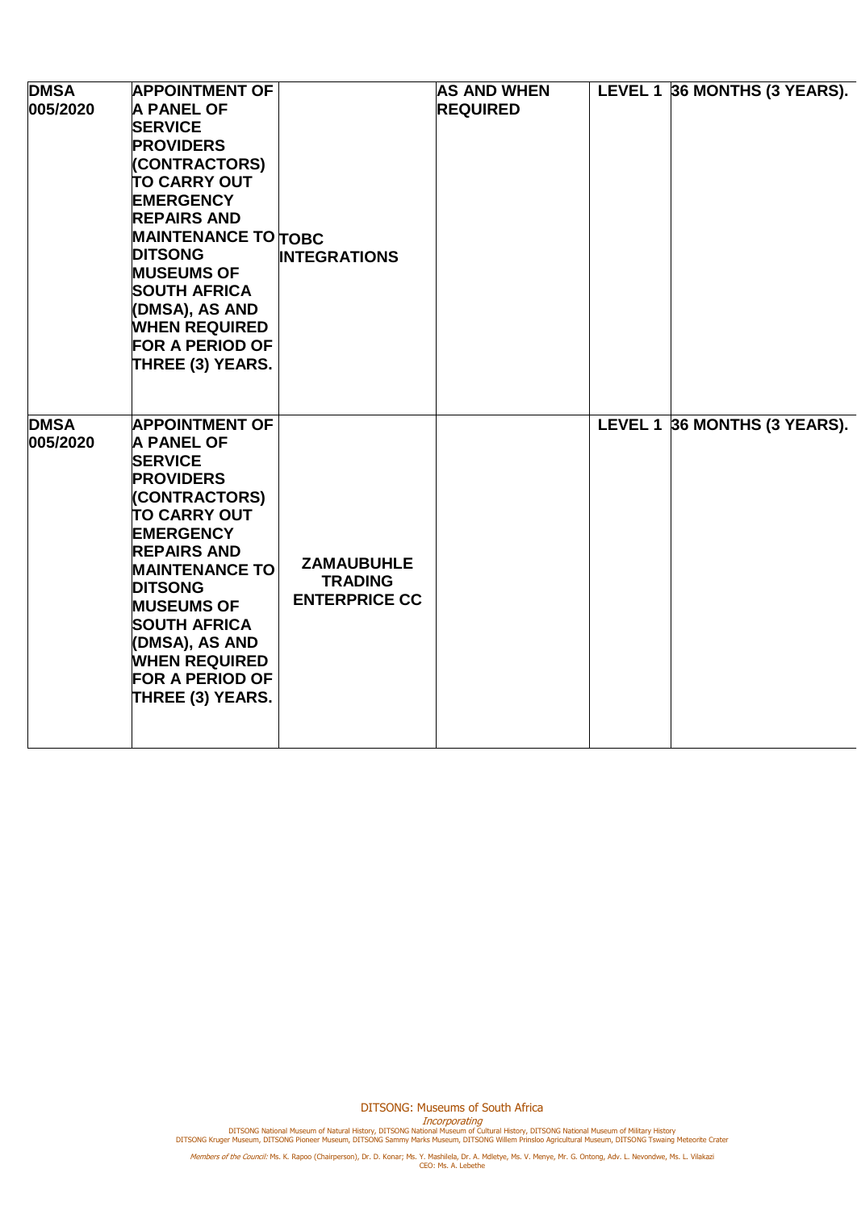| | | | | | |
|---|---|---|---|---|---|
| **DMSA 005/2020** | **APPOINTMENT OF A PANEL OF SERVICE PROVIDERS (CONTRACTORS) TO CARRY OUT EMERGENCY REPAIRS AND MAINTENANCE TO DITSONG MUSEUMS OF SOUTH AFRICA (DMSA), AS AND WHEN REQUIRED FOR A PERIOD OF THREE (3) YEARS.** | **TOBC INTEGRATIONS** | **AS AND WHEN REQUIRED** | **LEVEL 1** | **36 MONTHS (3 YEARS).** |
| **DMSA 005/2020** | **APPOINTMENT OF A PANEL OF SERVICE PROVIDERS (CONTRACTORS) TO CARRY OUT EMERGENCY REPAIRS AND MAINTENANCE TO DITSONG MUSEUMS OF SOUTH AFRICA (DMSA), AS AND WHEN REQUIRED FOR A PERIOD OF THREE (3) YEARS.** | **ZAMAUBUHLE TRADING ENTERPRICE CC** | | **LEVEL 1** | **36 MONTHS (3 YEARS).** |

DITSONG: Museums of South Africa
*Incorporating*
DITSONG National Museum of Natural History, DITSONG National Museum of Cultural History, DITSONG National Museum of Military History
DITSONG Kruger Museum, DITSONG Pioneer Museum, DITSONG Sammy Marks Museum, DITSONG Willem Prinsloo Agricultural Museum, DITSONG Tswaing Meteorite Crater

*Members of the Council:* Ms. K. Rapoo (Chairperson), Dr. D. Konar; Ms. Y. Mashilela, Dr. A. Mdletye, Ms. V. Menye, Mr. G. Ontong, Adv. L. Nevondwe, Ms. L. Vilakazi
CEO: Ms. A. Lebethe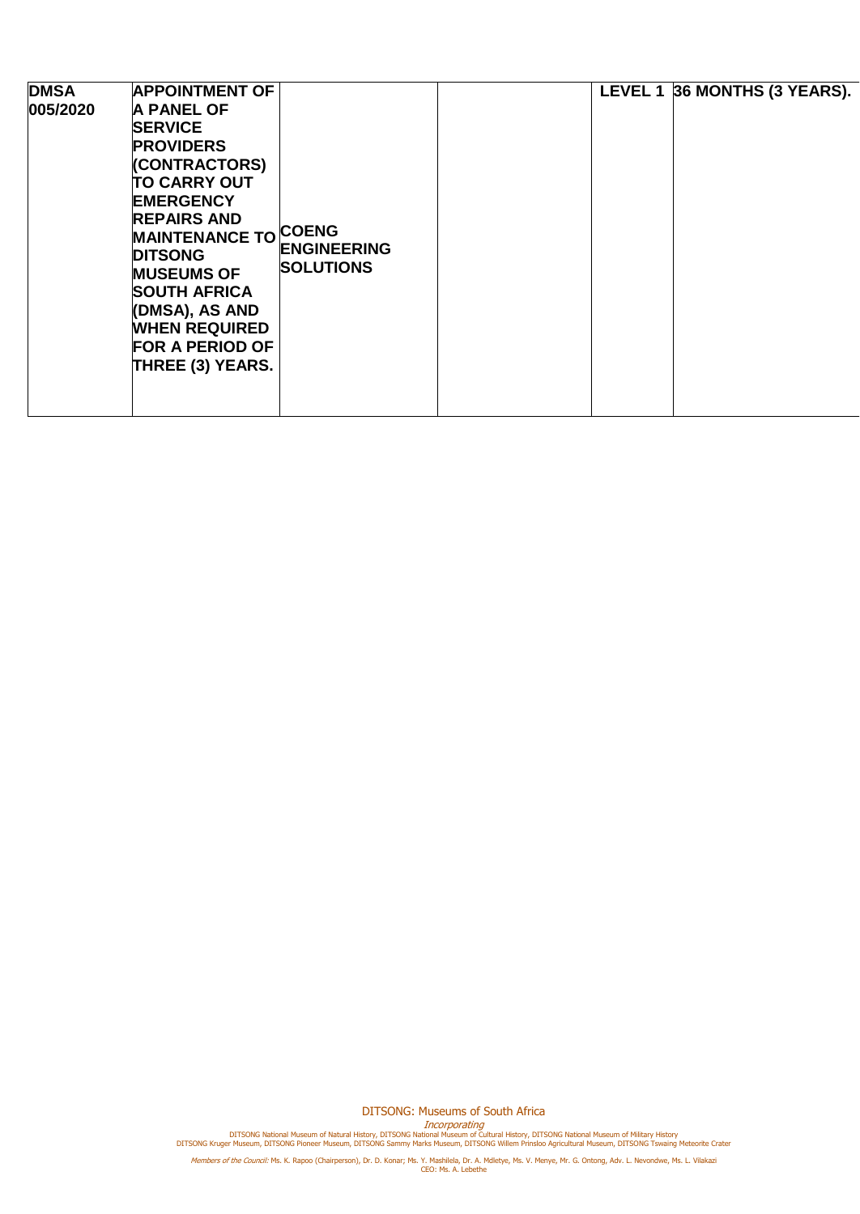| | | | | | |
|---|---|---|---|---|---|
| **DMSA 005/2020** | **APPOINTMENT OF A PANEL OF SERVICE PROVIDERS (CONTRACTORS) TO CARRY OUT EMERGENCY REPAIRS AND MAINTENANCE TO DITSONG MUSEUMS OF SOUTH AFRICA (DMSA), AS AND WHEN REQUIRED FOR A PERIOD OF THREE (3) YEARS.** | **COENG ENGINEERING SOLUTIONS** | | **LEVEL 1** | **36 MONTHS (3 YEARS).** |